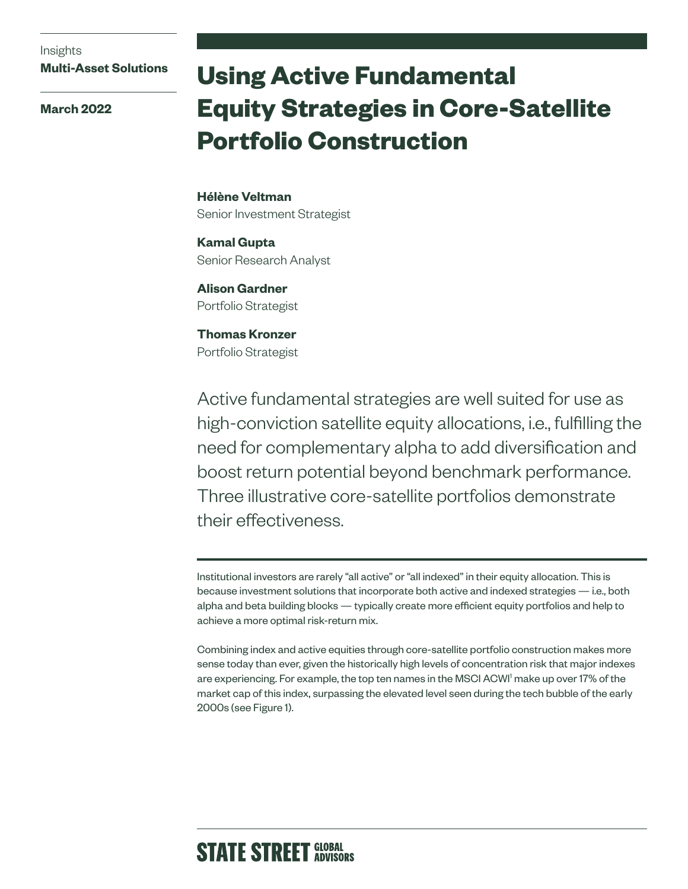Insights
**Multi-Asset Solutions**

**March 2022**

# Using Active Fundamental Equity Strategies in Core-Satellite Portfolio Construction

**Hélène Veltman**
Senior Investment Strategist

**Kamal Gupta**
Senior Research Analyst

**Alison Gardner**
Portfolio Strategist

**Thomas Kronzer**
Portfolio Strategist

Active fundamental strategies are well suited for use as high-conviction satellite equity allocations, i.e., fulfilling the need for complementary alpha to add diversification and boost return potential beyond benchmark performance. Three illustrative core-satellite portfolios demonstrate their effectiveness.

Institutional investors are rarely "all active" or "all indexed" in their equity allocation. This is because investment solutions that incorporate both active and indexed strategies — i.e., both alpha and beta building blocks — typically create more efficient equity portfolios and help to achieve a more optimal risk-return mix.

Combining index and active equities through core-satellite portfolio construction makes more sense today than ever, given the historically high levels of concentration risk that major indexes are experiencing. For example, the top ten names in the MSCI ACWI[1] make up over 17% of the market cap of this index, surpassing the elevated level seen during the tech bubble of the early 2000s (see Figure 1).

STATE STREET GLOBAL ADVISORS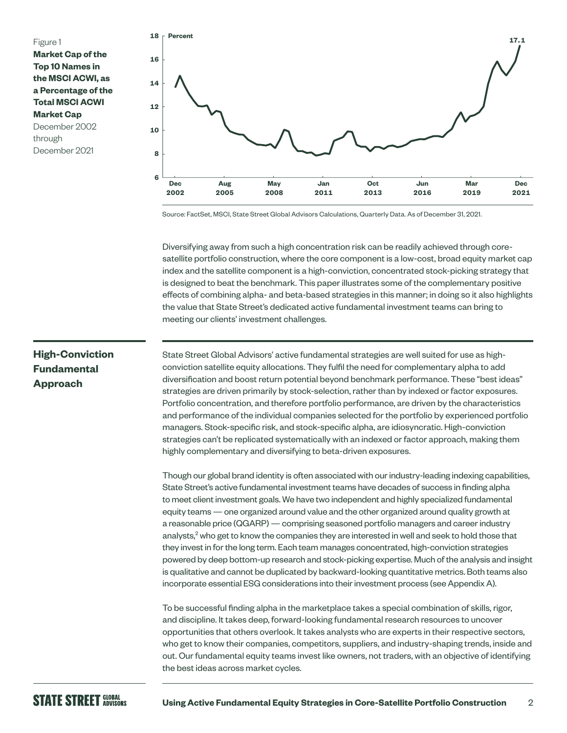Figure 1
**Market Cap of the Top 10 Names in the MSCI ACWI, as a Percentage of the Total MSCI ACWI Market Cap**
December 2002 through December 2021

Source: FactSet, MSCI, State Street Global Advisors Calculations, Quarterly Data. As of December 31, 2021.

Diversifying away from such a high concentration risk can be readily achieved through core-satellite portfolio construction, where the core component is a low-cost, broad equity market cap index and the satellite component is a high-conviction, concentrated stock-picking strategy that is designed to beat the benchmark. This paper illustrates some of the complementary positive effects of combining alpha- and beta-based strategies in this manner; in doing so it also highlights the value that State Street's dedicated active fundamental investment teams can bring to meeting our clients' investment challenges.

## High-Conviction Fundamental Approach

State Street Global Advisors' active fundamental strategies are well suited for use as high-conviction satellite equity allocations. They fulfil the need for complementary alpha to add diversification and boost return potential beyond benchmark performance. These "best ideas" strategies are driven primarily by stock-selection, rather than by indexed or factor exposures. Portfolio concentration, and therefore portfolio performance, are driven by the characteristics and performance of the individual companies selected for the portfolio by experienced portfolio managers. Stock-specific risk, and stock-specific alpha, are idiosyncratic. High-conviction strategies can't be replicated systematically with an indexed or factor approach, making them highly complementary and diversifying to beta-driven exposures.

Though our global brand identity is often associated with our industry-leading indexing capabilities, State Street's active fundamental investment teams have decades of success in finding alpha to meet client investment goals. We have two independent and highly specialized fundamental equity teams — one organized around value and the other organized around quality growth at a reasonable price (QGARP) — comprising seasoned portfolio managers and career industry analysts,[2] who get to know the companies they are interested in well and seek to hold those that they invest in for the long term. Each team manages concentrated, high-conviction strategies powered by deep bottom-up research and stock-picking expertise. Much of the analysis and insight is qualitative and cannot be duplicated by backward-looking quantitative metrics. Both teams also incorporate essential ESG considerations into their investment process (see Appendix A).

To be successful finding alpha in the marketplace takes a special combination of skills, rigor, and discipline. It takes deep, forward-looking fundamental research resources to uncover opportunities that others overlook. It takes analysts who are experts in their respective sectors, who get to know their companies, competitors, suppliers, and industry-shaping trends, inside and out. Our fundamental equity teams invest like owners, not traders, with an objective of identifying the best ideas across market cycles.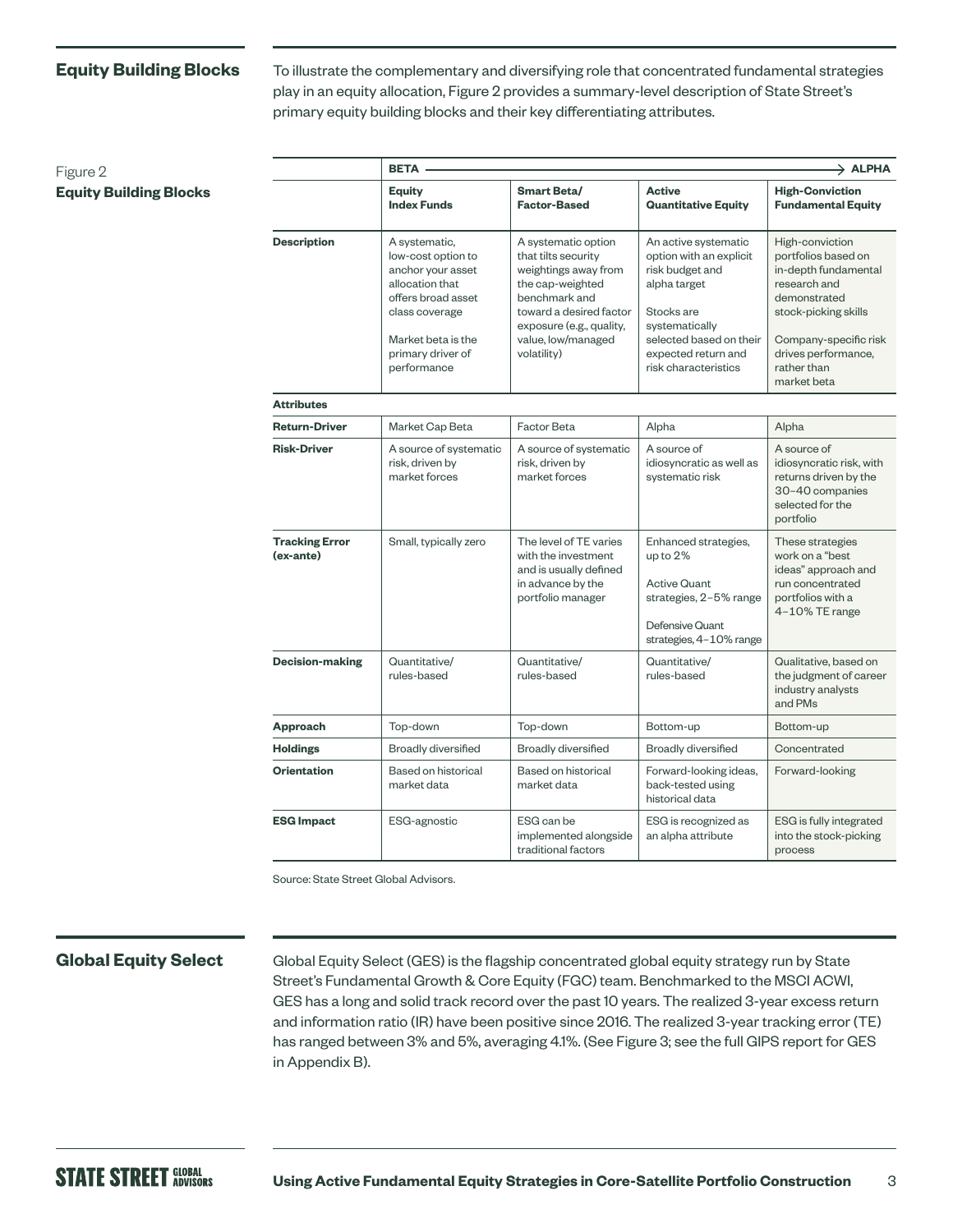## Equity Building Blocks

To illustrate the complementary and diversifying role that concentrated fundamental strategies play in an equity allocation, Figure 2 provides a summary-level description of State Street's primary equity building blocks and their key differentiating attributes.

Figure 2
**Equity Building Blocks**

| | **BETA** → | | | **ALPHA** |
|---|---|---|---|---|
| | **Equity Index Funds** | **Smart Beta/ Factor-Based** | **Active Quantitative Equity** | **High-Conviction Fundamental Equity** |
| **Description** | A systematic, low-cost option to anchor your asset allocation that offers broad asset class coverage<br><br>Market beta is the primary driver of performance | A systematic option that tilts security weightings away from the cap-weighted benchmark and toward a desired factor exposure (e.g., quality, value, low/managed volatility) | An active systematic option with an explicit risk budget and alpha target<br><br>Stocks are systematically selected based on their expected return and risk characteristics | High-conviction portfolios based on in-depth fundamental research and demonstrated stock-picking skills<br><br>Company-specific risk drives performance, rather than market beta |
| **Attributes** | | | | |
| **Return-Driver** | Market Cap Beta | Factor Beta | Alpha | Alpha |
| **Risk-Driver** | A source of systematic risk, driven by market forces | A source of systematic risk, driven by market forces | A source of idiosyncratic as well as systematic risk | A source of idiosyncratic risk, with returns driven by the 30–40 companies selected for the portfolio |
| **Tracking Error (ex-ante)** | Small, typically zero | The level of TE varies with the investment and is usually defined in advance by the portfolio manager | Enhanced strategies, up to 2%<br><br>Active Quant strategies, 2–5% range<br><br>Defensive Quant strategies, 4–10% range | These strategies work on a "best ideas" approach and run concentrated portfolios with a 4–10% TE range |
| **Decision-making** | Quantitative/ rules-based | Quantitative/ rules-based | Quantitative/ rules-based | Qualitative, based on the judgment of career industry analysts and PMs |
| **Approach** | Top-down | Top-down | Bottom-up | Bottom-up |
| **Holdings** | Broadly diversified | Broadly diversified | Broadly diversified | Concentrated |
| **Orientation** | Based on historical market data | Based on historical market data | Forward-looking ideas, back-tested using historical data | Forward-looking |
| **ESG Impact** | ESG-agnostic | ESG can be implemented alongside traditional factors | ESG is recognized as an alpha attribute | ESG is fully integrated into the stock-picking process |

Source: State Street Global Advisors.

## Global Equity Select

Global Equity Select (GES) is the flagship concentrated global equity strategy run by State Street's Fundamental Growth & Core Equity (FGC) team. Benchmarked to the MSCI ACWI, GES has a long and solid track record over the past 10 years. The realized 3-year excess return and information ratio (IR) have been positive since 2016. The realized 3-year tracking error (TE) has ranged between 3% and 5%, averaging 4.1%. (See Figure 3; see the full GIPS report for GES in Appendix B).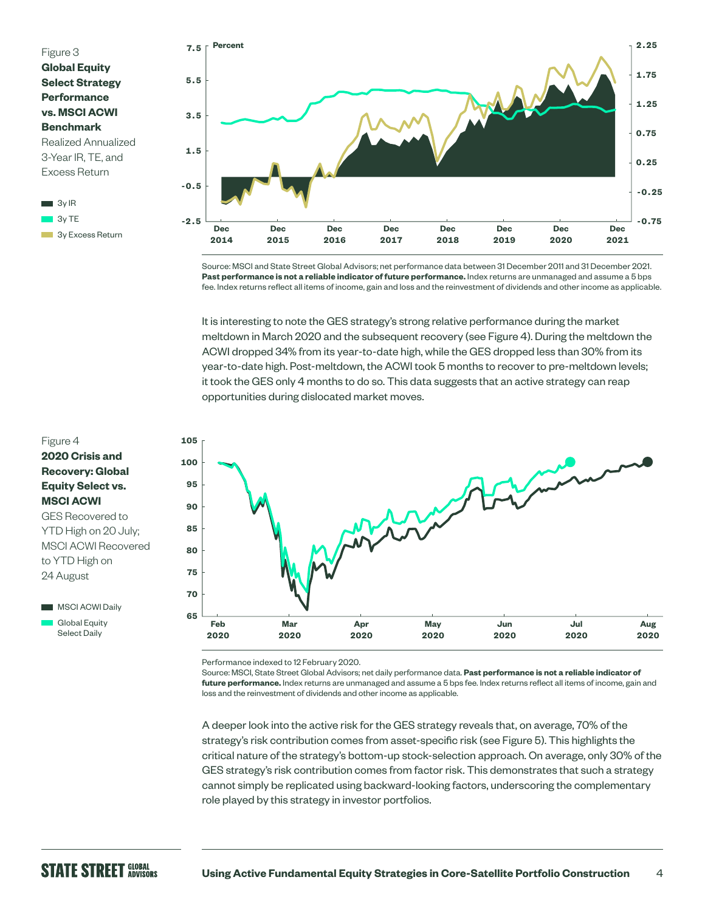Figure 3
**Global Equity Select Strategy Performance vs. MSCI ACWI Benchmark**
Realized Annualized 3-Year IR, TE, and Excess Return

Source: MSCI and State Street Global Advisors; net performance data between 31 December 2011 and 31 December 2021. **Past performance is not a reliable indicator of future performance.** Index returns are unmanaged and assume a 5 bps fee. Index returns reflect all items of income, gain and loss and the reinvestment of dividends and other income as applicable.

It is interesting to note the GES strategy's strong relative performance during the market meltdown in March 2020 and the subsequent recovery (see Figure 4). During the meltdown the ACWI dropped 34% from its year-to-date high, while the GES dropped less than 30% from its year-to-date high. Post-meltdown, the ACWI took 5 months to recover to pre-meltdown levels; it took the GES only 4 months to do so. This data suggests that an active strategy can reap opportunities during dislocated market moves.

Figure 4
**2020 Crisis and Recovery: Global Equity Select vs. MSCI ACWI**
GES Recovered to YTD High on 20 July; MSCI ACWI Recovered to YTD High on 24 August

Performance indexed to 12 February 2020.
Source: MSCI, State Street Global Advisors; net daily performance data. **Past performance is not a reliable indicator of future performance.** Index returns are unmanaged and assume a 5 bps fee. Index returns reflect all items of income, gain and loss and the reinvestment of dividends and other income as applicable.

A deeper look into the active risk for the GES strategy reveals that, on average, 70% of the strategy's risk contribution comes from asset-specific risk (see Figure 5). This highlights the critical nature of the strategy's bottom-up stock-selection approach. On average, only 30% of the GES strategy's risk contribution comes from factor risk. This demonstrates that such a strategy cannot simply be replicated using backward-looking factors, underscoring the complementary role played by this strategy in investor portfolios.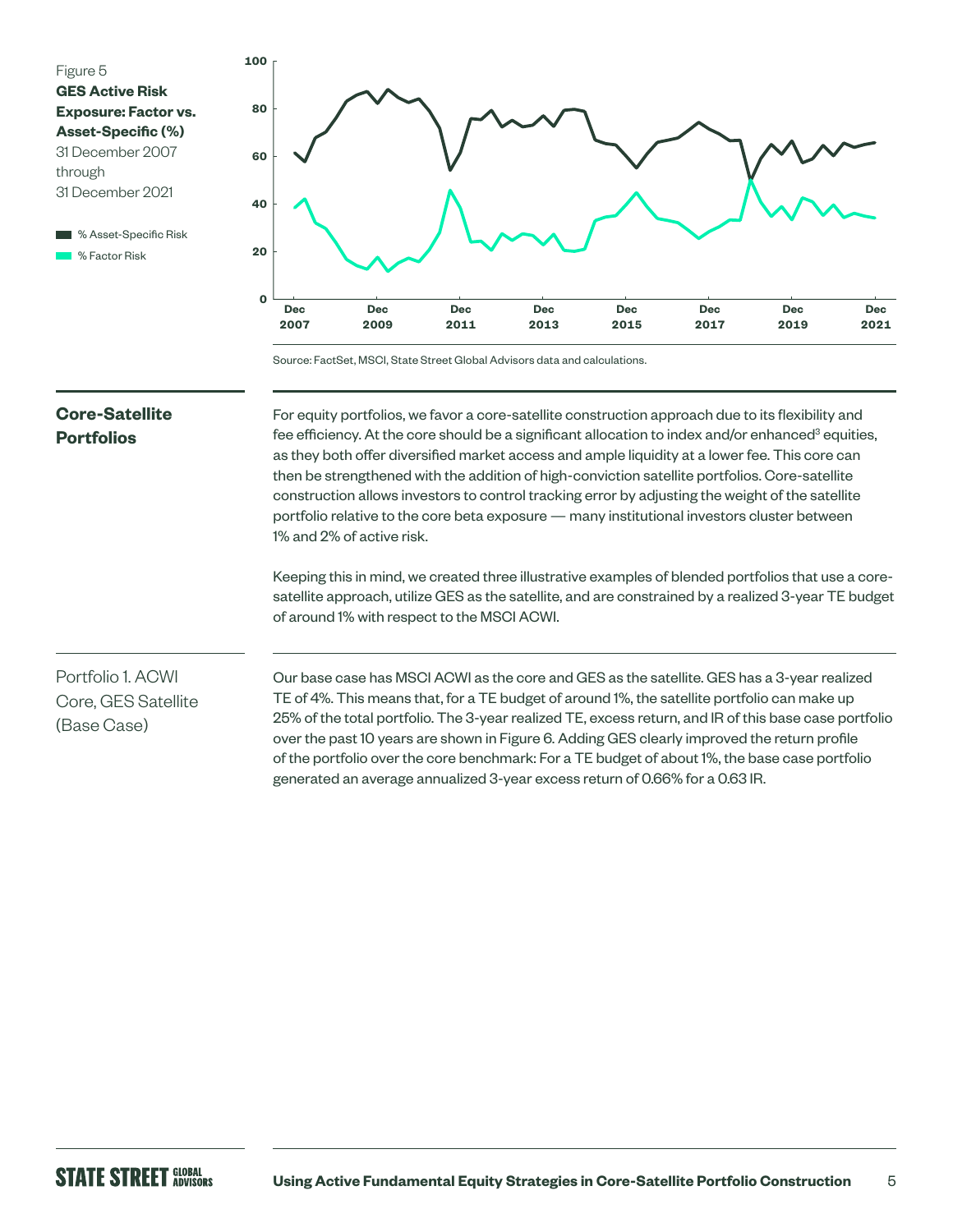Figure 5

**GES Active Risk Exposure: Factor vs. Asset-Specific (%)**

31 December 2007 through 31 December 2021

Source: FactSet, MSCI, State Street Global Advisors data and calculations.

## Core-Satellite Portfolios

For equity portfolios, we favor a core-satellite construction approach due to its flexibility and fee efficiency. At the core should be a significant allocation to index and/or enhanced[3] equities, as they both offer diversified market access and ample liquidity at a lower fee. This core can then be strengthened with the addition of high-conviction satellite portfolios. Core-satellite construction allows investors to control tracking error by adjusting the weight of the satellite portfolio relative to the core beta exposure — many institutional investors cluster between 1% and 2% of active risk.

Keeping this in mind, we created three illustrative examples of blended portfolios that use a core-satellite approach, utilize GES as the satellite, and are constrained by a realized 3-year TE budget of around 1% with respect to the MSCI ACWI.

### Portfolio 1. ACWI Core, GES Satellite (Base Case)

Our base case has MSCI ACWI as the core and GES as the satellite. GES has a 3-year realized TE of 4%. This means that, for a TE budget of around 1%, the satellite portfolio can make up 25% of the total portfolio. The 3-year realized TE, excess return, and IR of this base case portfolio over the past 10 years are shown in Figure 6. Adding GES clearly improved the return profile of the portfolio over the core benchmark: For a TE budget of about 1%, the base case portfolio generated an average annualized 3-year excess return of 0.66% for a 0.63 IR.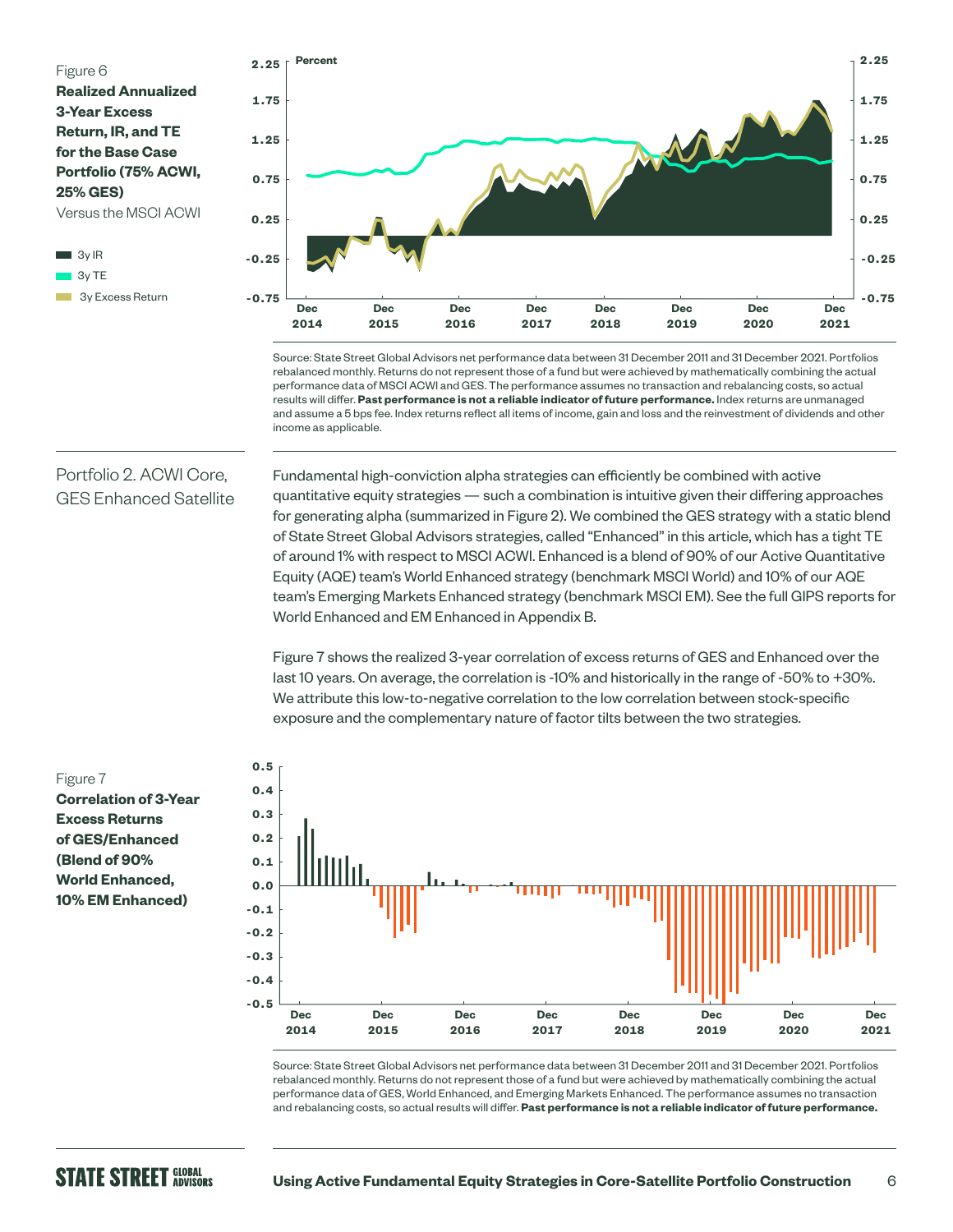Figure 6

**Realized Annualized 3-Year Excess Return, IR, and TE for the Base Case Portfolio (75% ACWI, 25% GES)**

Versus the MSCI ACWI

Source: State Street Global Advisors net performance data between 31 December 2011 and 31 December 2021. Portfolios rebalanced monthly. Returns do not represent those of a fund but were achieved by mathematically combining the actual performance data of MSCI ACWI and GES. The performance assumes no transaction and rebalancing costs, so actual results will differ. **Past performance is not a reliable indicator of future performance.** Index returns are unmanaged and assume a 5 bps fee. Index returns reflect all items of income, gain and loss and the reinvestment of dividends and other income as applicable.

## Portfolio 2. ACWI Core, GES Enhanced Satellite

Fundamental high-conviction alpha strategies can efficiently be combined with active quantitative equity strategies — such a combination is intuitive given their differing approaches for generating alpha (summarized in Figure 2). We combined the GES strategy with a static blend of State Street Global Advisors strategies, called "Enhanced" in this article, which has a tight TE of around 1% with respect to MSCI ACWI. Enhanced is a blend of 90% of our Active Quantitative Equity (AQE) team's World Enhanced strategy (benchmark MSCI World) and 10% of our AQE team's Emerging Markets Enhanced strategy (benchmark MSCI EM). See the full GIPS reports for World Enhanced and EM Enhanced in Appendix B.

Figure 7 shows the realized 3-year correlation of excess returns of GES and Enhanced over the last 10 years. On average, the correlation is -10% and historically in the range of -50% to +30%. We attribute this low-to-negative correlation to the low correlation between stock-specific exposure and the complementary nature of factor tilts between the two strategies.

Figure 7

**Correlation of 3-Year Excess Returns of GES/Enhanced (Blend of 90% World Enhanced, 10% EM Enhanced)**

Source: State Street Global Advisors net performance data between 31 December 2011 and 31 December 2021. Portfolios rebalanced monthly. Returns do not represent those of a fund but were achieved by mathematically combining the actual performance data of GES, World Enhanced, and Emerging Markets Enhanced. The performance assumes no transaction and rebalancing costs, so actual results will differ. **Past performance is not a reliable indicator of future performance.**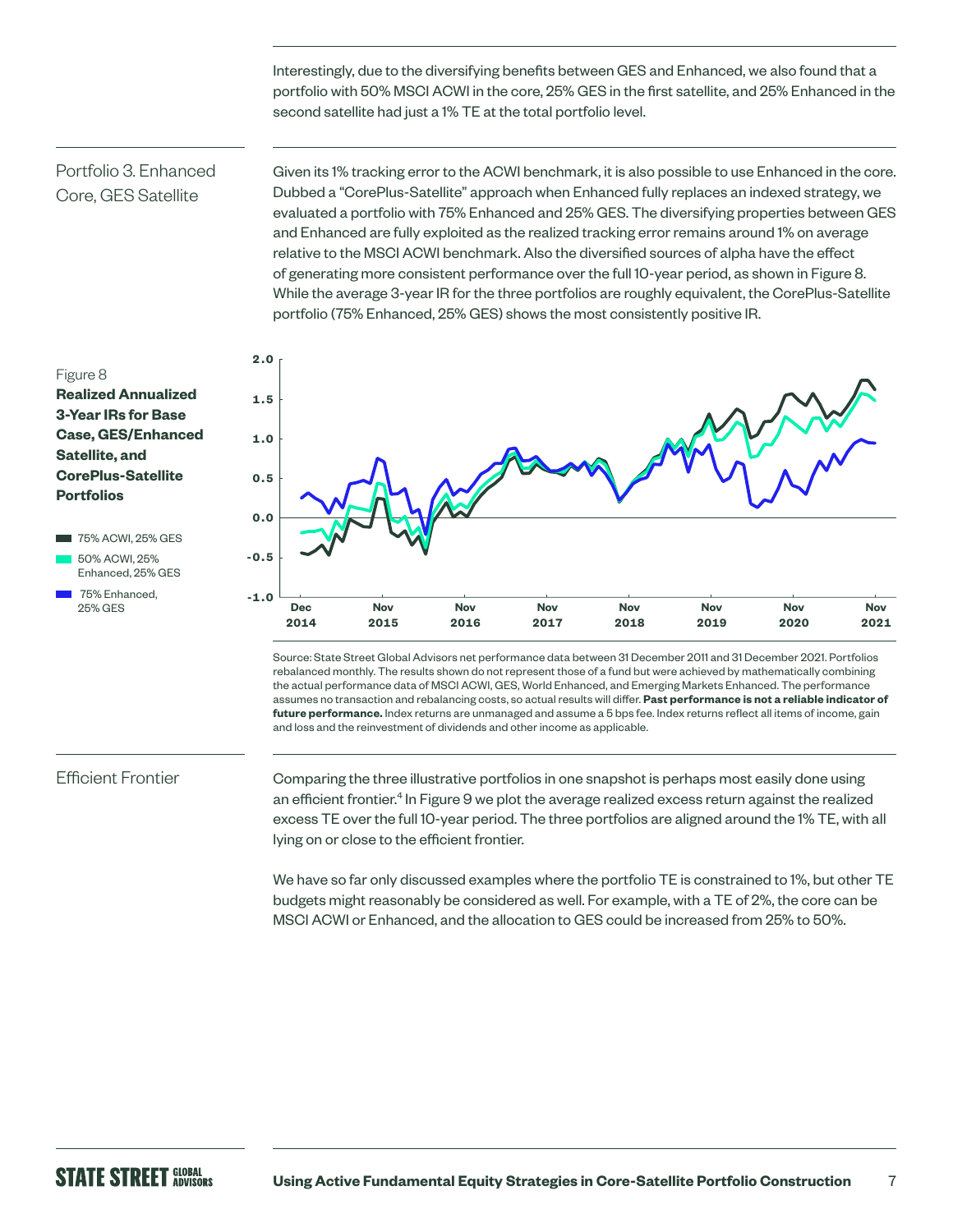Interestingly, due to the diversifying benefits between GES and Enhanced, we also found that a portfolio with 50% MSCI ACWI in the core, 25% GES in the first satellite, and 25% Enhanced in the second satellite had just a 1% TE at the total portfolio level.

## Portfolio 3. Enhanced Core, GES Satellite

Given its 1% tracking error to the ACWI benchmark, it is also possible to use Enhanced in the core. Dubbed a "CorePlus-Satellite" approach when Enhanced fully replaces an indexed strategy, we evaluated a portfolio with 75% Enhanced and 25% GES. The diversifying properties between GES and Enhanced are fully exploited as the realized tracking error remains around 1% on average relative to the MSCI ACWI benchmark. Also the diversified sources of alpha have the effect of generating more consistent performance over the full 10-year period, as shown in Figure 8. While the average 3-year IR for the three portfolios are roughly equivalent, the CorePlus-Satellite portfolio (75% Enhanced, 25% GES) shows the most consistently positive IR.

Figure 8
**Realized Annualized 3-Year IRs for Base Case, GES/Enhanced Satellite, and CorePlus-Satellite Portfolios**

- 75% ACWI, 25% GES
- 50% ACWI, 25% Enhanced, 25% GES
- 75% Enhanced, 25% GES

Source: State Street Global Advisors net performance data between 31 December 2011 and 31 December 2021. Portfolios rebalanced monthly. The results shown do not represent those of a fund but were achieved by mathematically combining the actual performance data of MSCI ACWI, GES, World Enhanced, and Emerging Markets Enhanced. The performance assumes no transaction and rebalancing costs, so actual results will differ. **Past performance is not a reliable indicator of future performance.** Index returns are unmanaged and assume a 5 bps fee. Index returns reflect all items of income, gain and loss and the reinvestment of dividends and other income as applicable.

## Efficient Frontier

Comparing the three illustrative portfolios in one snapshot is perhaps most easily done using an efficient frontier.[4] In Figure 9 we plot the average realized excess return against the realized excess TE over the full 10-year period. The three portfolios are aligned around the 1% TE, with all lying on or close to the efficient frontier.

We have so far only discussed examples where the portfolio TE is constrained to 1%, but other TE budgets might reasonably be considered as well. For example, with a TE of 2%, the core can be MSCI ACWI or Enhanced, and the allocation to GES could be increased from 25% to 50%.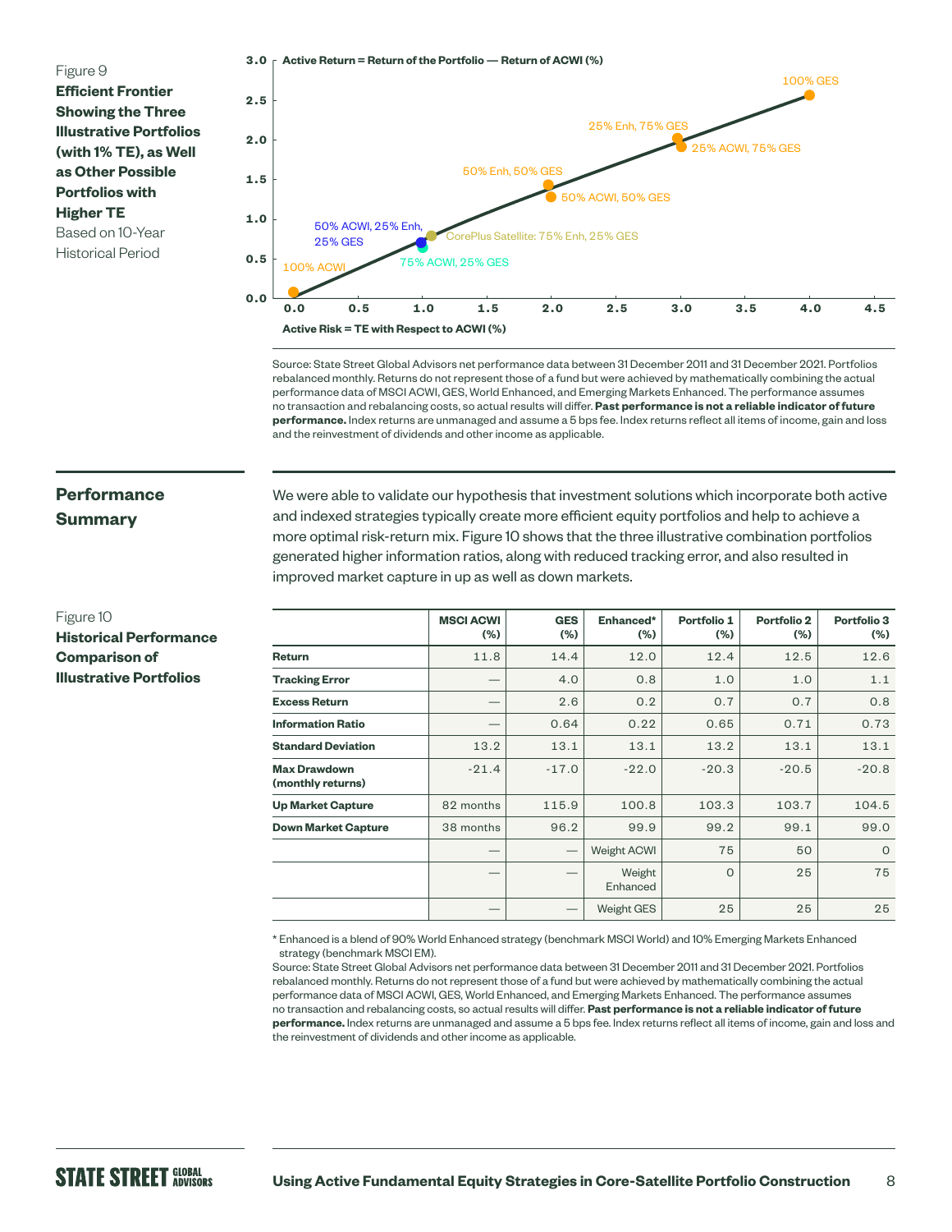Figure 9

**Efficient Frontier Showing the Three Illustrative Portfolios (with 1% TE), as Well as Other Possible Portfolios with Higher TE**

Based on 10-Year Historical Period

Source: State Street Global Advisors net performance data between 31 December 2011 and 31 December 2021. Portfolios rebalanced monthly. Returns do not represent those of a fund but were achieved by mathematically combining the actual performance data of MSCI ACWI, GES, World Enhanced, and Emerging Markets Enhanced. The performance assumes no transaction and rebalancing costs, so actual results will differ. **Past performance is not a reliable indicator of future performance.** Index returns are unmanaged and assume a 5 bps fee. Index returns reflect all items of income, gain and loss and the reinvestment of dividends and other income as applicable.

## Performance Summary

We were able to validate our hypothesis that investment solutions which incorporate both active and indexed strategies typically create more efficient equity portfolios and help to achieve a more optimal risk-return mix. Figure 10 shows that the three illustrative combination portfolios generated higher information ratios, along with reduced tracking error, and also resulted in improved market capture in up as well as down markets.

Figure 10

**Historical Performance Comparison of Illustrative Portfolios**

| | MSCI ACWI (%) | GES (%) | Enhanced* (%) | Portfolio 1 (%) | Portfolio 2 (%) | Portfolio 3 (%) |
|---|---|---|---|---|---|---|
| **Return** | 11.8 | 14.4 | 12.0 | 12.4 | 12.5 | 12.6 |
| **Tracking Error** | — | 4.0 | 0.8 | 1.0 | 1.0 | 1.1 |
| **Excess Return** | — | 2.6 | 0.2 | 0.7 | 0.7 | 0.8 |
| **Information Ratio** | — | 0.64 | 0.22 | 0.65 | 0.71 | 0.73 |
| **Standard Deviation** | 13.2 | 13.1 | 13.1 | 13.2 | 13.1 | 13.1 |
| **Max Drawdown (monthly returns)** | -21.4 | -17.0 | -22.0 | -20.3 | -20.5 | -20.8 |
| **Up Market Capture** | 82 months | 115.9 | 100.8 | 103.3 | 103.7 | 104.5 |
| **Down Market Capture** | 38 months | 96.2 | 99.9 | 99.2 | 99.1 | 99.0 |
| | — | — | Weight ACWI | 75 | 50 | 0 |
| | — | — | Weight Enhanced | 0 | 25 | 75 |
| | — | — | Weight GES | 25 | 25 | 25 |

* Enhanced is a blend of 90% World Enhanced strategy (benchmark MSCI World) and 10% Emerging Markets Enhanced strategy (benchmark MSCI EM).

Source: State Street Global Advisors net performance data between 31 December 2011 and 31 December 2021. Portfolios rebalanced monthly. Returns do not represent those of a fund but were achieved by mathematically combining the actual performance data of MSCI ACWI, GES, World Enhanced, and Emerging Markets Enhanced. The performance assumes no transaction and rebalancing costs, so actual results will differ. **Past performance is not a reliable indicator of future performance.** Index returns are unmanaged and assume a 5 bps fee. Index returns reflect all items of income, gain and loss and the reinvestment of dividends and other income as applicable.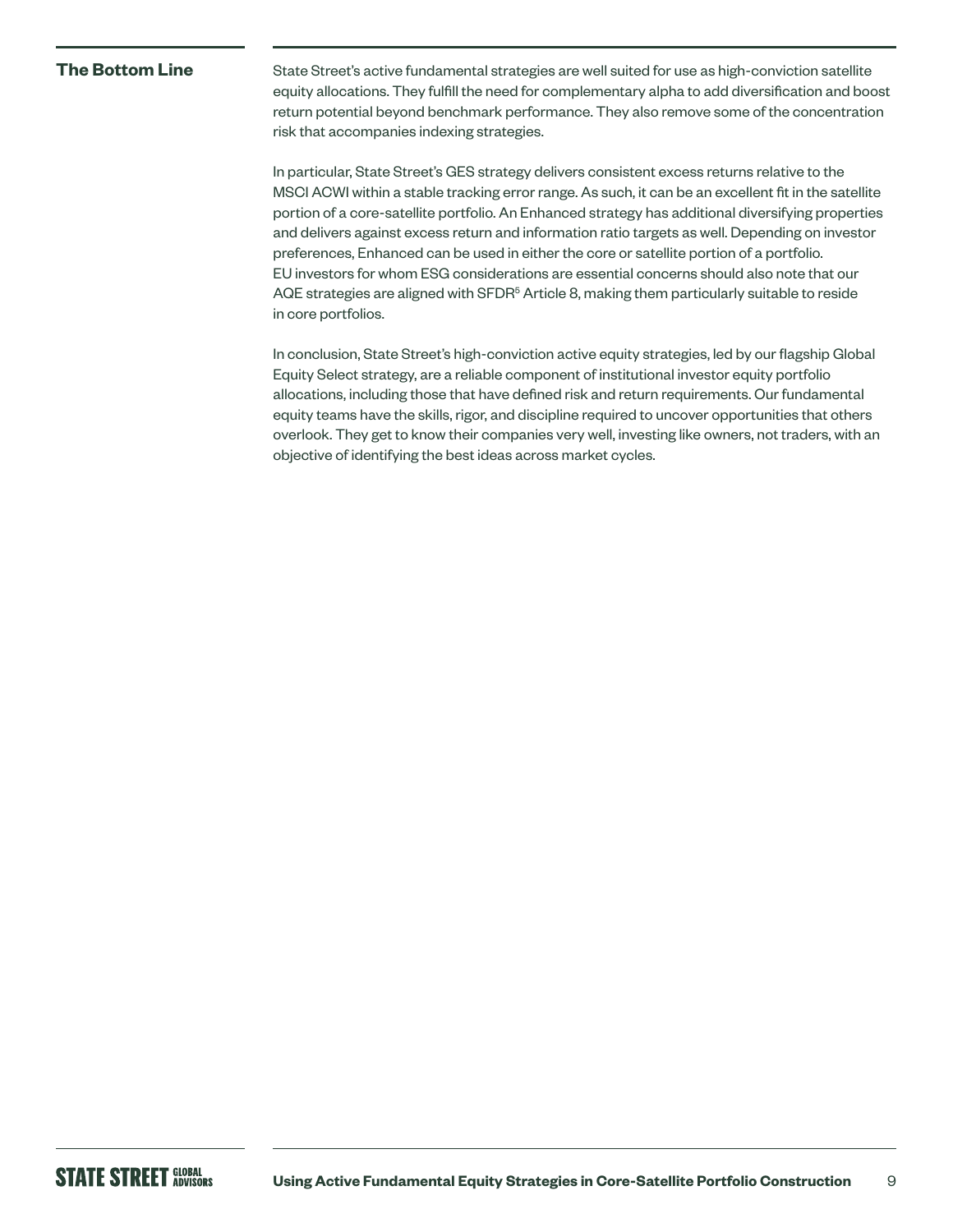## The Bottom Line

State Street's active fundamental strategies are well suited for use as high-conviction satellite equity allocations. They fulfill the need for complementary alpha to add diversification and boost return potential beyond benchmark performance. They also remove some of the concentration risk that accompanies indexing strategies.

In particular, State Street's GES strategy delivers consistent excess returns relative to the MSCI ACWI within a stable tracking error range. As such, it can be an excellent fit in the satellite portion of a core-satellite portfolio. An Enhanced strategy has additional diversifying properties and delivers against excess return and information ratio targets as well. Depending on investor preferences, Enhanced can be used in either the core or satellite portion of a portfolio. EU investors for whom ESG considerations are essential concerns should also note that our AQE strategies are aligned with SFDR[5] Article 8, making them particularly suitable to reside in core portfolios.

In conclusion, State Street's high-conviction active equity strategies, led by our flagship Global Equity Select strategy, are a reliable component of institutional investor equity portfolio allocations, including those that have defined risk and return requirements. Our fundamental equity teams have the skills, rigor, and discipline required to uncover opportunities that others overlook. They get to know their companies very well, investing like owners, not traders, with an objective of identifying the best ideas across market cycles.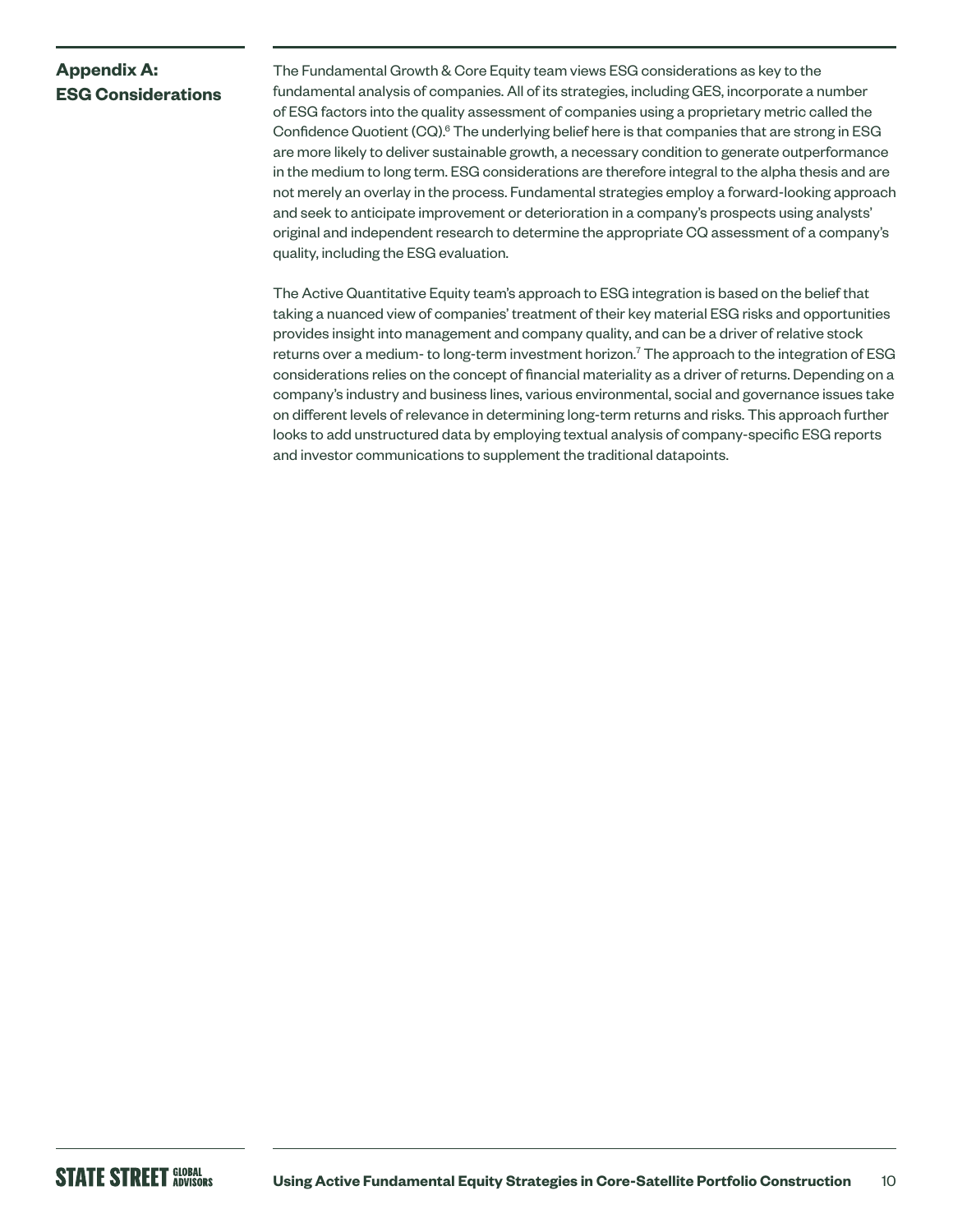## Appendix A: ESG Considerations

The Fundamental Growth & Core Equity team views ESG considerations as key to the fundamental analysis of companies. All of its strategies, including GES, incorporate a number of ESG factors into the quality assessment of companies using a proprietary metric called the Confidence Quotient (CQ).[6] The underlying belief here is that companies that are strong in ESG are more likely to deliver sustainable growth, a necessary condition to generate outperformance in the medium to long term. ESG considerations are therefore integral to the alpha thesis and are not merely an overlay in the process. Fundamental strategies employ a forward-looking approach and seek to anticipate improvement or deterioration in a company's prospects using analysts' original and independent research to determine the appropriate CQ assessment of a company's quality, including the ESG evaluation.

The Active Quantitative Equity team's approach to ESG integration is based on the belief that taking a nuanced view of companies' treatment of their key material ESG risks and opportunities provides insight into management and company quality, and can be a driver of relative stock returns over a medium- to long-term investment horizon.[7] The approach to the integration of ESG considerations relies on the concept of financial materiality as a driver of returns. Depending on a company's industry and business lines, various environmental, social and governance issues take on different levels of relevance in determining long-term returns and risks. This approach further looks to add unstructured data by employing textual analysis of company-specific ESG reports and investor communications to supplement the traditional datapoints.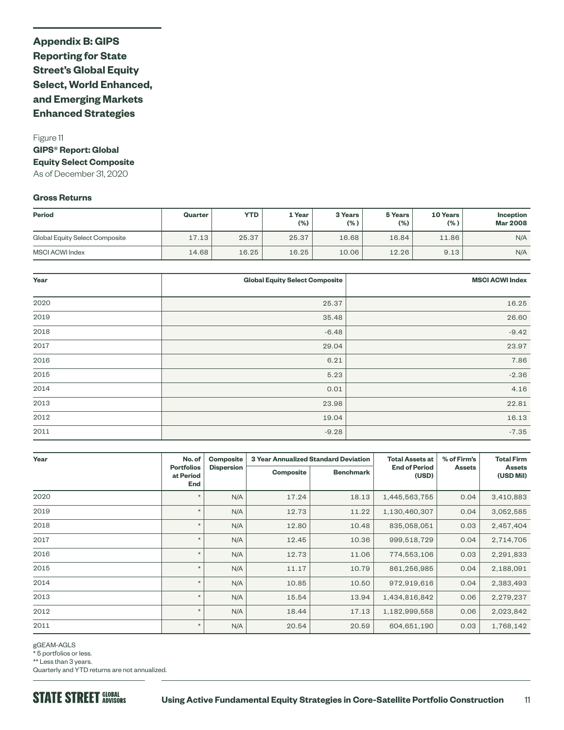## Appendix B: GIPS Reporting for State Street's Global Equity Select, World Enhanced, and Emerging Markets Enhanced Strategies

Figure 11
**GIPS® Report: Global Equity Select Composite**
As of December 31, 2020

**Gross Returns**

| Period | Quarter | YTD | 1 Year (%) | 3 Years (%) | 5 Years (%) | 10 Years (%) | Inception Mar 2008 |
|---|---|---|---|---|---|---|---|
| Global Equity Select Composite | 17.13 | 25.37 | 25.37 | 16.68 | 16.84 | 11.86 | N/A |
| MSCI ACWI Index | 14.68 | 16.25 | 16.25 | 10.06 | 12.26 | 9.13 | N/A |

| Year | Global Equity Select Composite | MSCI ACWI Index |
|---|---|---|
| 2020 | 25.37 | 16.25 |
| 2019 | 35.48 | 26.60 |
| 2018 | -6.48 | -9.42 |
| 2017 | 29.04 | 23.97 |
| 2016 | 6.21 | 7.86 |
| 2015 | 5.23 | -2.36 |
| 2014 | 0.01 | 4.16 |
| 2013 | 23.98 | 22.81 |
| 2012 | 19.04 | 16.13 |
| 2011 | -9.28 | -7.35 |

| Year | No. of Portfolios at Period End | Composite Dispersion | 3 Year Annualized Standard Deviation | | Total Assets at End of Period (USD) | % of Firm's Assets | Total Firm Assets (USD Mil) |
|---|---|---|---|---|---|---|---|
| | | | Composite | Benchmark | | | |
| 2020 | * | N/A | 17.24 | 18.13 | 1,445,563,755 | 0.04 | 3,410,883 |
| 2019 | * | N/A | 12.73 | 11.22 | 1,130,460,307 | 0.04 | 3,052,585 |
| 2018 | * | N/A | 12.80 | 10.48 | 835,058,051 | 0.03 | 2,457,404 |
| 2017 | * | N/A | 12.45 | 10.36 | 999,518,729 | 0.04 | 2,714,705 |
| 2016 | * | N/A | 12.73 | 11.06 | 774,553,106 | 0.03 | 2,291,833 |
| 2015 | * | N/A | 11.17 | 10.79 | 861,256,985 | 0.04 | 2,188,091 |
| 2014 | * | N/A | 10.85 | 10.50 | 972,919,616 | 0.04 | 2,383,493 |
| 2013 | * | N/A | 15.54 | 13.94 | 1,434,816,842 | 0.06 | 2,279,237 |
| 2012 | * | N/A | 18.44 | 17.13 | 1,182,999,558 | 0.06 | 2,023,842 |
| 2011 | * | N/A | 20.54 | 20.59 | 604,651,190 | 0.03 | 1,768,142 |

gGEAM-AGLS
* 5 portfolios or less.
** Less than 3 years.
Quarterly and YTD returns are not annualized.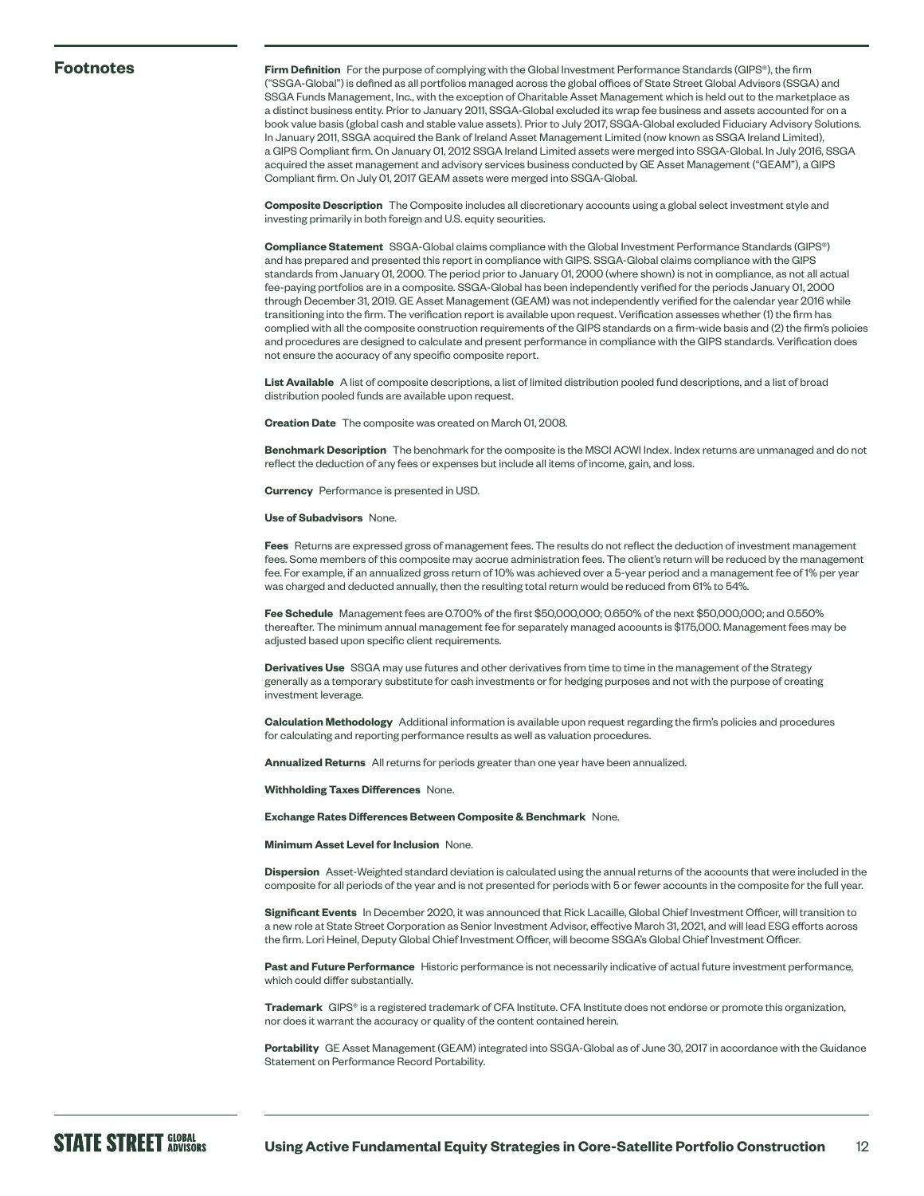## Footnotes

**Firm Definition** For the purpose of complying with the Global Investment Performance Standards (GIPS®), the firm ("SSGA-Global") is defined as all portfolios managed across the global offices of State Street Global Advisors (SSGA) and SSGA Funds Management, Inc., with the exception of Charitable Asset Management which is held out to the marketplace as a distinct business entity. Prior to January 2011, SSGA-Global excluded its wrap fee business and assets accounted for on a book value basis (global cash and stable value assets). Prior to July 2017, SSGA-Global excluded Fiduciary Advisory Solutions. In January 2011, SSGA acquired the Bank of Ireland Asset Management Limited (now known as SSGA Ireland Limited), a GIPS Compliant firm. On January 01, 2012 SSGA Ireland Limited assets were merged into SSGA-Global. In July 2016, SSGA acquired the asset management and advisory services business conducted by GE Asset Management ("GEAM"), a GIPS Compliant firm. On July 01, 2017 GEAM assets were merged into SSGA-Global.

**Composite Description** The Composite includes all discretionary accounts using a global select investment style and investing primarily in both foreign and U.S. equity securities.

**Compliance Statement** SSGA-Global claims compliance with the Global Investment Performance Standards (GIPS®) and has prepared and presented this report in compliance with GIPS. SSGA-Global claims compliance with the GIPS standards from January 01, 2000. The period prior to January 01, 2000 (where shown) is not in compliance, as not all actual fee-paying portfolios are in a composite. SSGA-Global has been independently verified for the periods January 01, 2000 through December 31, 2019. GE Asset Management (GEAM) was not independently verified for the calendar year 2016 while transitioning into the firm. The verification report is available upon request. Verification assesses whether (1) the firm has complied with all the composite construction requirements of the GIPS standards on a firm-wide basis and (2) the firm's policies and procedures are designed to calculate and present performance in compliance with the GIPS standards. Verification does not ensure the accuracy of any specific composite report.

**List Available** A list of composite descriptions, a list of limited distribution pooled fund descriptions, and a list of broad distribution pooled funds are available upon request.

**Creation Date** The composite was created on March 01, 2008.

**Benchmark Description** The benchmark for the composite is the MSCI ACWI Index. Index returns are unmanaged and do not reflect the deduction of any fees or expenses but include all items of income, gain, and loss.

**Currency** Performance is presented in USD.

**Use of Subadvisors** None.

**Fees** Returns are expressed gross of management fees. The results do not reflect the deduction of investment management fees. Some members of this composite may accrue administration fees. The client's return will be reduced by the management fee. For example, if an annualized gross return of 10% was achieved over a 5-year period and a management fee of 1% per year was charged and deducted annually, then the resulting total return would be reduced from 61% to 54%.

**Fee Schedule** Management fees are 0.700% of the first $50,000,000; 0.650% of the next $50,000,000; and 0.550% thereafter. The minimum annual management fee for separately managed accounts is $175,000. Management fees may be adjusted based upon specific client requirements.

**Derivatives Use** SSGA may use futures and other derivatives from time to time in the management of the Strategy generally as a temporary substitute for cash investments or for hedging purposes and not with the purpose of creating investment leverage.

**Calculation Methodology** Additional information is available upon request regarding the firm's policies and procedures for calculating and reporting performance results as well as valuation procedures.

**Annualized Returns** All returns for periods greater than one year have been annualized.

**Withholding Taxes Differences** None.

**Exchange Rates Differences Between Composite & Benchmark** None.

**Minimum Asset Level for Inclusion** None.

**Dispersion** Asset-Weighted standard deviation is calculated using the annual returns of the accounts that were included in the composite for all periods of the year and is not presented for periods with 5 or fewer accounts in the composite for the full year.

**Significant Events** In December 2020, it was announced that Rick Lacaille, Global Chief Investment Officer, will transition to a new role at State Street Corporation as Senior Investment Advisor, effective March 31, 2021, and will lead ESG efforts across the firm. Lori Heinel, Deputy Global Chief Investment Officer, will become SSGA's Global Chief Investment Officer.

**Past and Future Performance** Historic performance is not necessarily indicative of actual future investment performance, which could differ substantially.

**Trademark** GIPS® is a registered trademark of CFA Institute. CFA Institute does not endorse or promote this organization, nor does it warrant the accuracy or quality of the content contained herein.

**Portability** GE Asset Management (GEAM) integrated into SSGA-Global as of June 30, 2017 in accordance with the Guidance Statement on Performance Record Portability.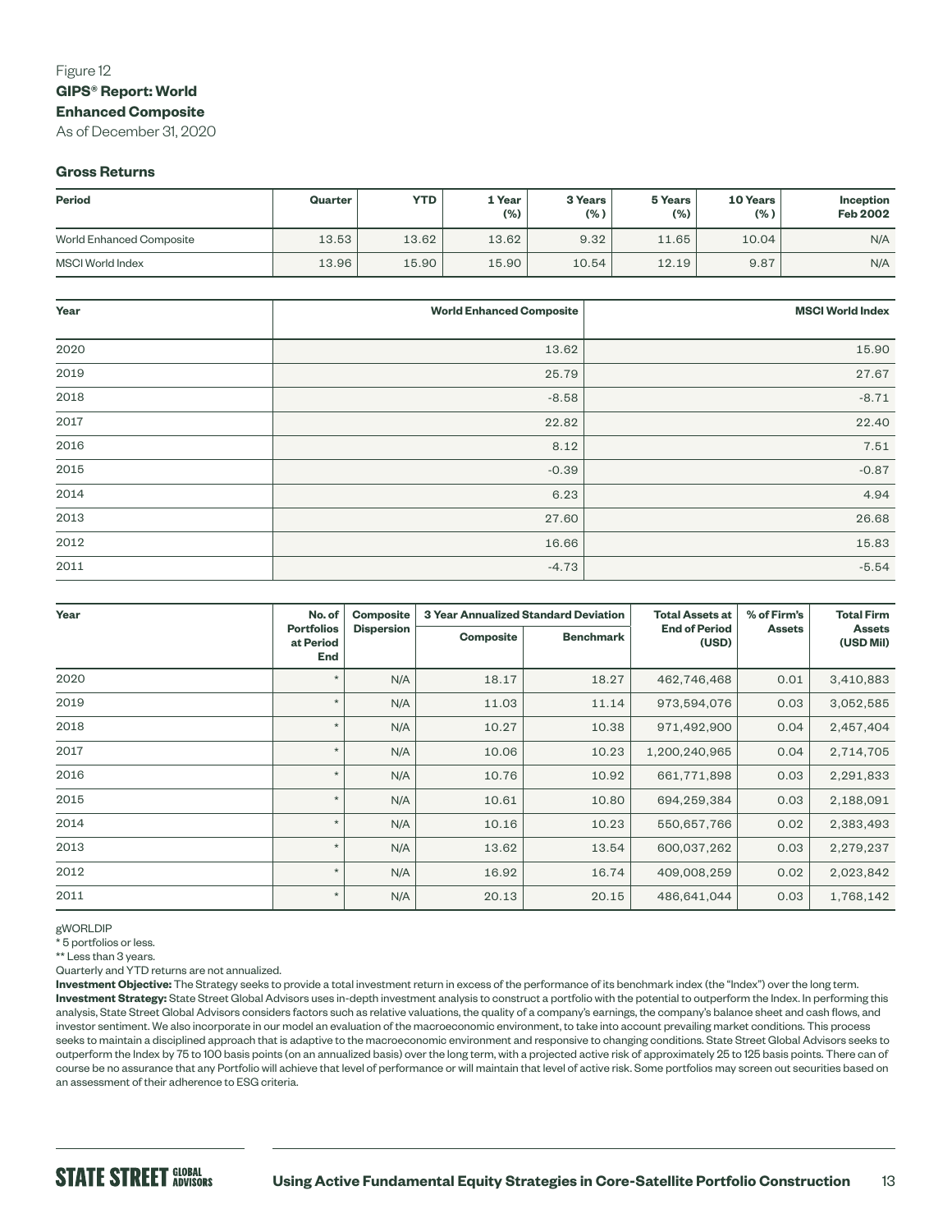Figure 12

**GIPS® Report: World Enhanced Composite**

As of December 31, 2020

### Gross Returns

| Period | Quarter | YTD | 1 Year (%) | 3 Years (%) | 5 Years (%) | 10 Years (%) | Inception Feb 2002 |
|---|---|---|---|---|---|---|---|
| World Enhanced Composite | 13.53 | 13.62 | 13.62 | 9.32 | 11.65 | 10.04 | N/A |
| MSCI World Index | 13.96 | 15.90 | 15.90 | 10.54 | 12.19 | 9.87 | N/A |

| Year | World Enhanced Composite | MSCI World Index |
|---|---|---|
| 2020 | 13.62 | 15.90 |
| 2019 | 25.79 | 27.67 |
| 2018 | -8.58 | -8.71 |
| 2017 | 22.82 | 22.40 |
| 2016 | 8.12 | 7.51 |
| 2015 | -0.39 | -0.87 |
| 2014 | 6.23 | 4.94 |
| 2013 | 27.60 | 26.68 |
| 2012 | 16.66 | 15.83 |
| 2011 | -4.73 | -5.54 |

| Year | No. of Portfolios at Period End | Composite Dispersion | 3 Year Annualized Standard Deviation | | Total Assets at End of Period (USD) | % of Firm's Assets | Total Firm Assets (USD Mil) |
|---|---|---|---|---|---|---|---|
| | | | Composite | Benchmark | | | |
| 2020 | * | N/A | 18.17 | 18.27 | 462,746,468 | 0.01 | 3,410,883 |
| 2019 | * | N/A | 11.03 | 11.14 | 973,594,076 | 0.03 | 3,052,585 |
| 2018 | * | N/A | 10.27 | 10.38 | 971,492,900 | 0.04 | 2,457,404 |
| 2017 | * | N/A | 10.06 | 10.23 | 1,200,240,965 | 0.04 | 2,714,705 |
| 2016 | * | N/A | 10.76 | 10.92 | 661,771,898 | 0.03 | 2,291,833 |
| 2015 | * | N/A | 10.61 | 10.80 | 694,259,384 | 0.03 | 2,188,091 |
| 2014 | * | N/A | 10.16 | 10.23 | 550,657,766 | 0.02 | 2,383,493 |
| 2013 | * | N/A | 13.62 | 13.54 | 600,037,262 | 0.03 | 2,279,237 |
| 2012 | * | N/A | 16.92 | 16.74 | 409,008,259 | 0.02 | 2,023,842 |
| 2011 | * | N/A | 20.13 | 20.15 | 486,641,044 | 0.03 | 1,768,142 |

gWORLDIP

* 5 portfolios or less.

** Less than 3 years.

Quarterly and YTD returns are not annualized.

**Investment Objective:** The Strategy seeks to provide a total investment return in excess of the performance of its benchmark index (the "Index") over the long term.

**Investment Strategy:** State Street Global Advisors uses in-depth investment analysis to construct a portfolio with the potential to outperform the Index. In performing this analysis, State Street Global Advisors considers factors such as relative valuations, the quality of a company's earnings, the company's balance sheet and cash flows, and investor sentiment. We also incorporate in our model an evaluation of the macroeconomic environment, to take into account prevailing market conditions. This process seeks to maintain a disciplined approach that is adaptive to the macroeconomic environment and responsive to changing conditions. State Street Global Advisors seeks to outperform the Index by 75 to 100 basis points (on an annualized basis) over the long term, with a projected active risk of approximately 25 to 125 basis points. There can of course be no assurance that any Portfolio will achieve that level of performance or will maintain that level of active risk. Some portfolios may screen out securities based on an assessment of their adherence to ESG criteria.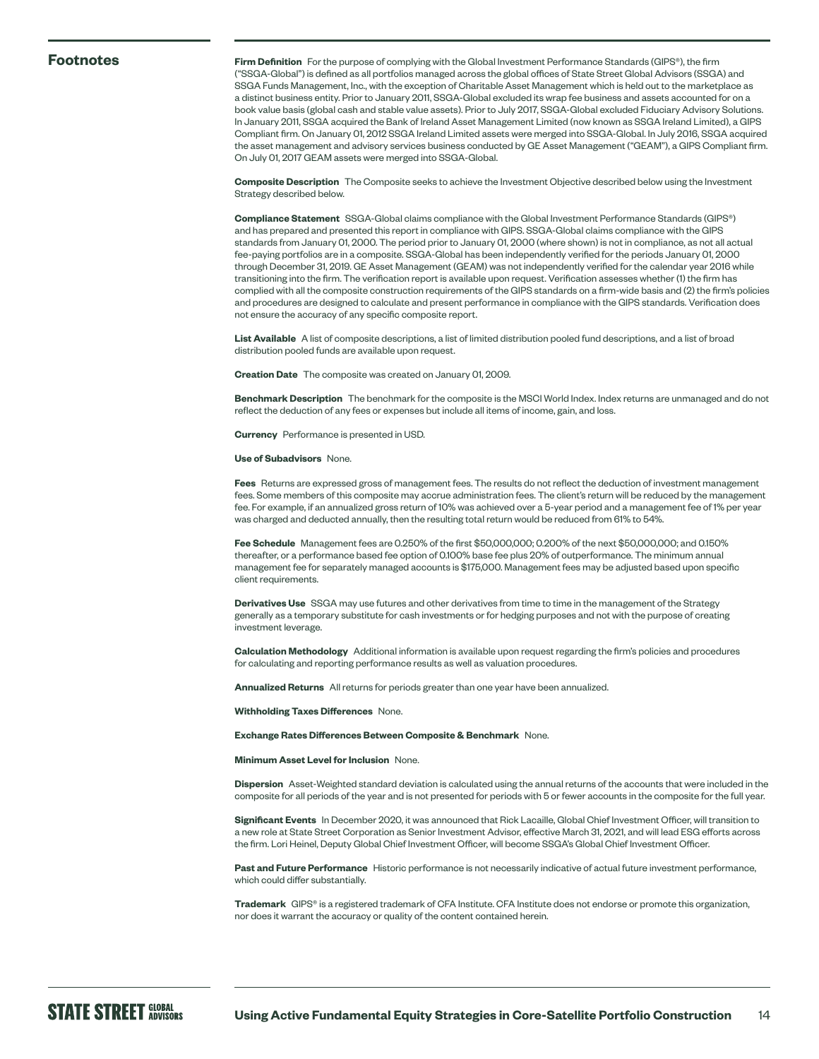## Footnotes

**Firm Definition** For the purpose of complying with the Global Investment Performance Standards (GIPS®), the firm ("SSGA-Global") is defined as all portfolios managed across the global offices of State Street Global Advisors (SSGA) and SSGA Funds Management, Inc., with the exception of Charitable Asset Management which is held out to the marketplace as a distinct business entity. Prior to January 2011, SSGA-Global excluded its wrap fee business and assets accounted for on a book value basis (global cash and stable value assets). Prior to July 2017, SSGA-Global excluded Fiduciary Advisory Solutions. In January 2011, SSGA acquired the Bank of Ireland Asset Management Limited (now known as SSGA Ireland Limited), a GIPS Compliant firm. On January 01, 2012 SSGA Ireland Limited assets were merged into SSGA-Global. In July 2016, SSGA acquired the asset management and advisory services business conducted by GE Asset Management ("GEAM"), a GIPS Compliant firm. On July 01, 2017 GEAM assets were merged into SSGA-Global.

**Composite Description** The Composite seeks to achieve the Investment Objective described below using the Investment Strategy described below.

**Compliance Statement** SSGA-Global claims compliance with the Global Investment Performance Standards (GIPS®) and has prepared and presented this report in compliance with GIPS. SSGA-Global claims compliance with the GIPS standards from January 01, 2000. The period prior to January 01, 2000 (where shown) is not in compliance, as not all actual fee-paying portfolios are in a composite. SSGA-Global has been independently verified for the periods January 01, 2000 through December 31, 2019. GE Asset Management (GEAM) was not independently verified for the calendar year 2016 while transitioning into the firm. The verification report is available upon request. Verification assesses whether (1) the firm has complied with all the composite construction requirements of the GIPS standards on a firm-wide basis and (2) the firm's policies and procedures are designed to calculate and present performance in compliance with the GIPS standards. Verification does not ensure the accuracy of any specific composite report.

**List Available** A list of composite descriptions, a list of limited distribution pooled fund descriptions, and a list of broad distribution pooled funds are available upon request.

**Creation Date** The composite was created on January 01, 2009.

**Benchmark Description** The benchmark for the composite is the MSCI World Index. Index returns are unmanaged and do not reflect the deduction of any fees or expenses but include all items of income, gain, and loss.

**Currency** Performance is presented in USD.

**Use of Subadvisors** None.

**Fees** Returns are expressed gross of management fees. The results do not reflect the deduction of investment management fees. Some members of this composite may accrue administration fees. The client's return will be reduced by the management fee. For example, if an annualized gross return of 10% was achieved over a 5-year period and a management fee of 1% per year was charged and deducted annually, then the resulting total return would be reduced from 61% to 54%.

**Fee Schedule** Management fees are 0.250% of the first $50,000,000; 0.200% of the next $50,000,000; and 0.150% thereafter, or a performance based fee option of 0.100% base fee plus 20% of outperformance. The minimum annual management fee for separately managed accounts is $175,000. Management fees may be adjusted based upon specific client requirements.

**Derivatives Use** SSGA may use futures and other derivatives from time to time in the management of the Strategy generally as a temporary substitute for cash investments or for hedging purposes and not with the purpose of creating investment leverage.

**Calculation Methodology** Additional information is available upon request regarding the firm's policies and procedures for calculating and reporting performance results as well as valuation procedures.

**Annualized Returns** All returns for periods greater than one year have been annualized.

**Withholding Taxes Differences** None.

**Exchange Rates Differences Between Composite & Benchmark** None.

**Minimum Asset Level for Inclusion** None.

**Dispersion** Asset-Weighted standard deviation is calculated using the annual returns of the accounts that were included in the composite for all periods of the year and is not presented for periods with 5 or fewer accounts in the composite for the full year.

**Significant Events** In December 2020, it was announced that Rick Lacaille, Global Chief Investment Officer, will transition to a new role at State Street Corporation as Senior Investment Advisor, effective March 31, 2021, and will lead ESG efforts across the firm. Lori Heinel, Deputy Global Chief Investment Officer, will become SSGA's Global Chief Investment Officer.

**Past and Future Performance** Historic performance is not necessarily indicative of actual future investment performance, which could differ substantially.

**Trademark** GIPS® is a registered trademark of CFA Institute. CFA Institute does not endorse or promote this organization, nor does it warrant the accuracy or quality of the content contained herein.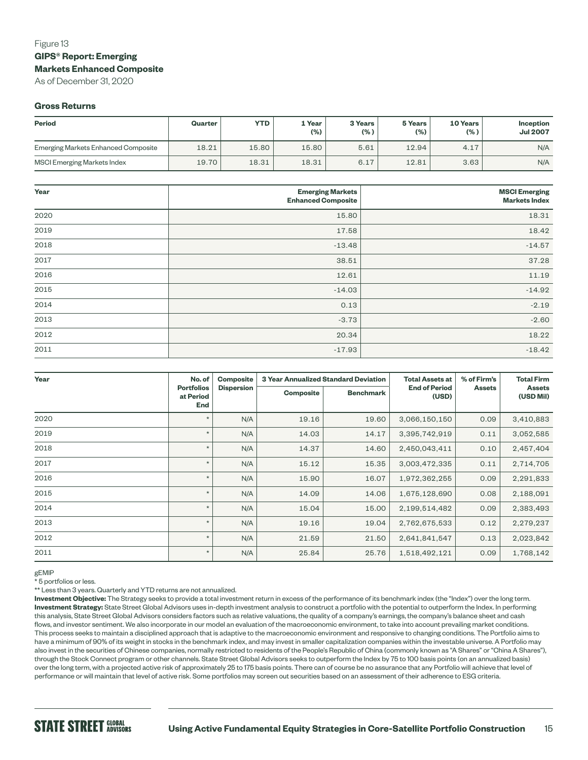Figure 13

**GIPS® Report: Emerging Markets Enhanced Composite**

As of December 31, 2020

### Gross Returns

| Period | Quarter | YTD | 1 Year (%) | 3 Years (%) | 5 Years (%) | 10 Years (%) | Inception Jul 2007 |
|---|---|---|---|---|---|---|---|
| Emerging Markets Enhanced Composite | 18.21 | 15.80 | 15.80 | 5.61 | 12.94 | 4.17 | N/A |
| MSCI Emerging Markets Index | 19.70 | 18.31 | 18.31 | 6.17 | 12.81 | 3.63 | N/A |

| Year | Emerging Markets Enhanced Composite | MSCI Emerging Markets Index |
|---|---|---|
| 2020 | 15.80 | 18.31 |
| 2019 | 17.58 | 18.42 |
| 2018 | -13.48 | -14.57 |
| 2017 | 38.51 | 37.28 |
| 2016 | 12.61 | 11.19 |
| 2015 | -14.03 | -14.92 |
| 2014 | 0.13 | -2.19 |
| 2013 | -3.73 | -2.60 |
| 2012 | 20.34 | 18.22 |
| 2011 | -17.93 | -18.42 |

| Year | No. of Portfolios at Period End | Composite Dispersion | 3 Year Annualized Standard Deviation | | Total Assets at End of Period (USD) | % of Firm's Assets | Total Firm Assets (USD Mil) |
|---|---|---|---|---|---|---|---|
| | | | Composite | Benchmark | | | |
| 2020 | * | N/A | 19.16 | 19.60 | 3,066,150,150 | 0.09 | 3,410,883 |
| 2019 | * | N/A | 14.03 | 14.17 | 3,395,742,919 | 0.11 | 3,052,585 |
| 2018 | * | N/A | 14.37 | 14.60 | 2,450,043,411 | 0.10 | 2,457,404 |
| 2017 | * | N/A | 15.12 | 15.35 | 3,003,472,335 | 0.11 | 2,714,705 |
| 2016 | * | N/A | 15.90 | 16.07 | 1,972,362,255 | 0.09 | 2,291,833 |
| 2015 | * | N/A | 14.09 | 14.06 | 1,675,128,690 | 0.08 | 2,188,091 |
| 2014 | * | N/A | 15.04 | 15.00 | 2,199,514,482 | 0.09 | 2,383,493 |
| 2013 | * | N/A | 19.16 | 19.04 | 2,762,675,533 | 0.12 | 2,279,237 |
| 2012 | * | N/A | 21.59 | 21.50 | 2,641,841,547 | 0.13 | 2,023,842 |
| 2011 | * | N/A | 25.84 | 25.76 | 1,518,492,121 | 0.09 | 1,768,142 |

gEMIP

* 5 portfolios or less.

** Less than 3 years. Quarterly and YTD returns are not annualized.

**Investment Objective:** The Strategy seeks to provide a total investment return in excess of the performance of its benchmark index (the "Index") over the long term.
**Investment Strategy:** State Street Global Advisors uses in-depth investment analysis to construct a portfolio with the potential to outperform the Index. In performing this analysis, State Street Global Advisors considers factors such as relative valuations, the quality of a company's earnings, the company's balance sheet and cash flows, and investor sentiment. We also incorporate in our model an evaluation of the macroeconomic environment, to take into account prevailing market conditions. This process seeks to maintain a disciplined approach that is adaptive to the macroeconomic environment and responsive to changing conditions. The Portfolio aims to have a minimum of 90% of its weight in stocks in the benchmark index, and may invest in smaller capitalization companies within the investable universe. A Portfolio may also invest in the securities of Chinese companies, normally restricted to residents of the People's Republic of China (commonly known as "A Shares" or "China A Shares"), through the Stock Connect program or other channels. State Street Global Advisors seeks to outperform the Index by 75 to 100 basis points (on an annualized basis) over the long term, with a projected active risk of approximately 25 to 175 basis points. There can of course be no assurance that any Portfolio will achieve that level of performance or will maintain that level of active risk. Some portfolios may screen out securities based on an assessment of their adherence to ESG criteria.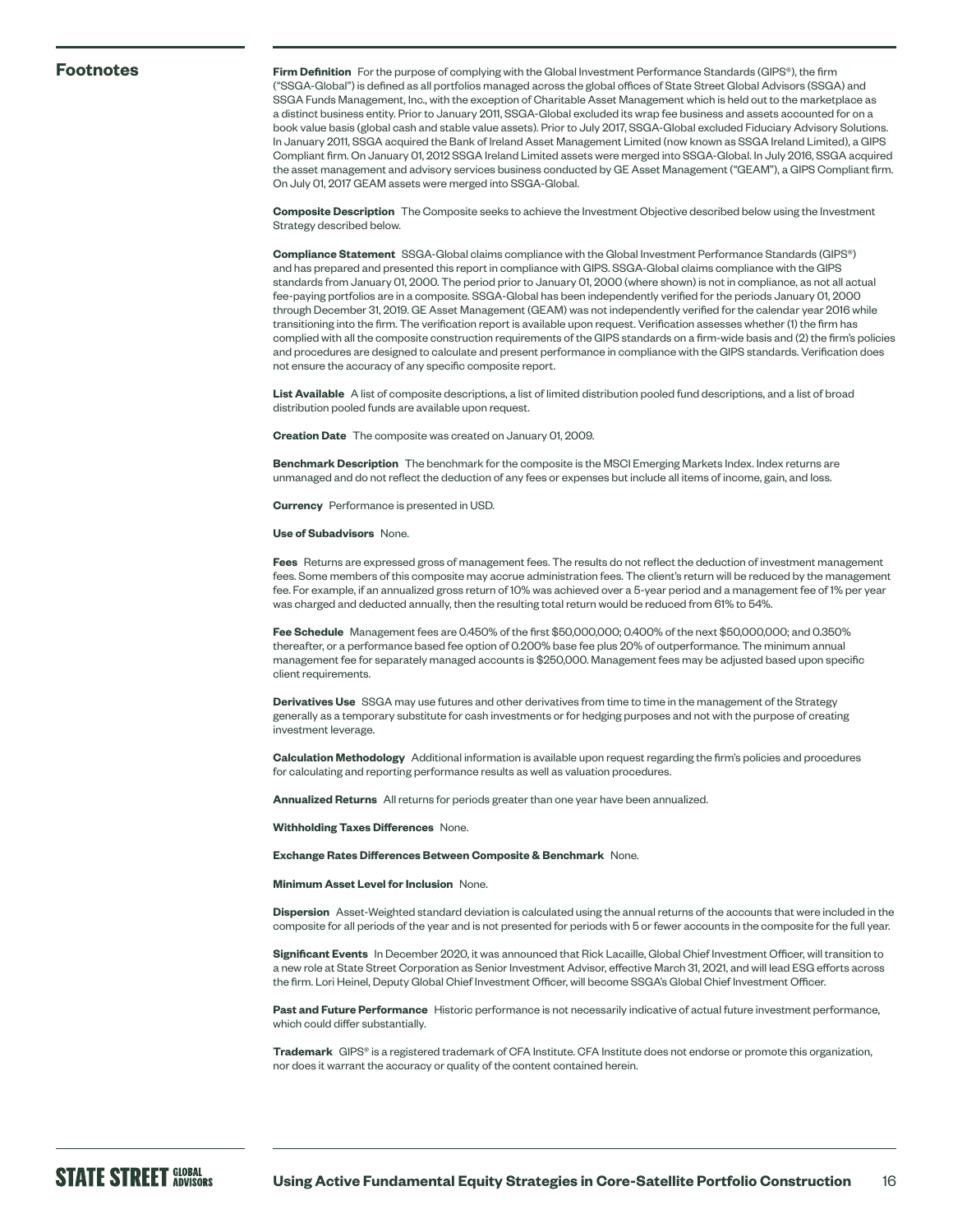## Footnotes

**Firm Definition** For the purpose of complying with the Global Investment Performance Standards (GIPS®), the firm ("SSGA-Global") is defined as all portfolios managed across the global offices of State Street Global Advisors (SSGA) and SSGA Funds Management, Inc., with the exception of Charitable Asset Management which is held out to the marketplace as a distinct business entity. Prior to January 2011, SSGA-Global excluded its wrap fee business and assets accounted for on a book value basis (global cash and stable value assets). Prior to July 2017, SSGA-Global excluded Fiduciary Advisory Solutions. In January 2011, SSGA acquired the Bank of Ireland Asset Management Limited (now known as SSGA Ireland Limited), a GIPS Compliant firm. On January 01, 2012 SSGA Ireland Limited assets were merged into SSGA-Global. In July 2016, SSGA acquired the asset management and advisory services business conducted by GE Asset Management ("GEAM"), a GIPS Compliant firm. On July 01, 2017 GEAM assets were merged into SSGA-Global.

**Composite Description** The Composite seeks to achieve the Investment Objective described below using the Investment Strategy described below.

**Compliance Statement** SSGA-Global claims compliance with the Global Investment Performance Standards (GIPS®) and has prepared and presented this report in compliance with GIPS. SSGA-Global claims compliance with the GIPS standards from January 01, 2000. The period prior to January 01, 2000 (where shown) is not in compliance, as not all actual fee-paying portfolios are in a composite. SSGA-Global has been independently verified for the periods January 01, 2000 through December 31, 2019. GE Asset Management (GEAM) was not independently verified for the calendar year 2016 while transitioning into the firm. The verification report is available upon request. Verification assesses whether (1) the firm has complied with all the composite construction requirements of the GIPS standards on a firm-wide basis and (2) the firm's policies and procedures are designed to calculate and present performance in compliance with the GIPS standards. Verification does not ensure the accuracy of any specific composite report.

**List Available** A list of composite descriptions, a list of limited distribution pooled fund descriptions, and a list of broad distribution pooled funds are available upon request.

**Creation Date** The composite was created on January 01, 2009.

**Benchmark Description** The benchmark for the composite is the MSCI Emerging Markets Index. Index returns are unmanaged and do not reflect the deduction of any fees or expenses but include all items of income, gain, and loss.

**Currency** Performance is presented in USD.

**Use of Subadvisors** None.

**Fees** Returns are expressed gross of management fees. The results do not reflect the deduction of investment management fees. Some members of this composite may accrue administration fees. The client's return will be reduced by the management fee. For example, if an annualized gross return of 10% was achieved over a 5-year period and a management fee of 1% per year was charged and deducted annually, then the resulting total return would be reduced from 61% to 54%.

**Fee Schedule** Management fees are 0.450% of the first $50,000,000; 0.400% of the next $50,000,000; and 0.350% thereafter, or a performance based fee option of 0.200% base fee plus 20% of outperformance. The minimum annual management fee for separately managed accounts is $250,000. Management fees may be adjusted based upon specific client requirements.

**Derivatives Use** SSGA may use futures and other derivatives from time to time in the management of the Strategy generally as a temporary substitute for cash investments or for hedging purposes and not with the purpose of creating investment leverage.

**Calculation Methodology** Additional information is available upon request regarding the firm's policies and procedures for calculating and reporting performance results as well as valuation procedures.

**Annualized Returns** All returns for periods greater than one year have been annualized.

**Withholding Taxes Differences** None.

**Exchange Rates Differences Between Composite & Benchmark** None.

**Minimum Asset Level for Inclusion** None.

**Dispersion** Asset-Weighted standard deviation is calculated using the annual returns of the accounts that were included in the composite for all periods of the year and is not presented for periods with 5 or fewer accounts in the composite for the full year.

**Significant Events** In December 2020, it was announced that Rick Lacaille, Global Chief Investment Officer, will transition to a new role at State Street Corporation as Senior Investment Advisor, effective March 31, 2021, and will lead ESG efforts across the firm. Lori Heinel, Deputy Global Chief Investment Officer, will become SSGA's Global Chief Investment Officer.

**Past and Future Performance** Historic performance is not necessarily indicative of actual future investment performance, which could differ substantially.

**Trademark** GIPS® is a registered trademark of CFA Institute. CFA Institute does not endorse or promote this organization, nor does it warrant the accuracy or quality of the content contained herein.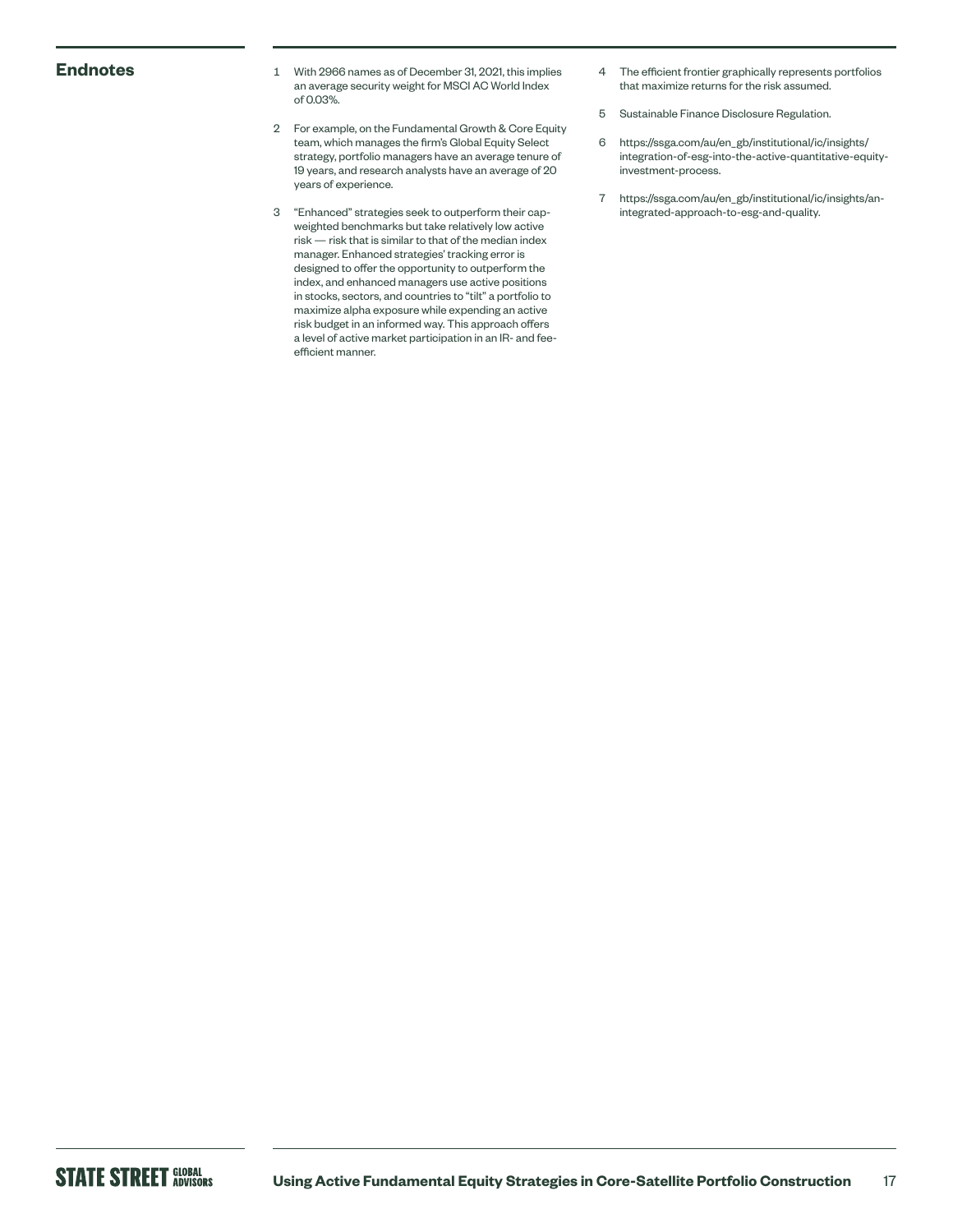## Endnotes

1. With 2966 names as of December 31, 2021, this implies an average security weight for MSCI AC World Index of 0.03%.
2. For example, on the Fundamental Growth & Core Equity team, which manages the firm's Global Equity Select strategy, portfolio managers have an average tenure of 19 years, and research analysts have an average of 20 years of experience.
3. "Enhanced" strategies seek to outperform their cap-weighted benchmarks but take relatively low active risk — risk that is similar to that of the median index manager. Enhanced strategies' tracking error is designed to offer the opportunity to outperform the index, and enhanced managers use active positions in stocks, sectors, and countries to "tilt" a portfolio to maximize alpha exposure while expending an active risk budget in an informed way. This approach offers a level of active market participation in an IR- and fee-efficient manner.
4. The efficient frontier graphically represents portfolios that maximize returns for the risk assumed.
5. Sustainable Finance Disclosure Regulation.
6. https://ssga.com/au/en_gb/institutional/ic/insights/integration-of-esg-into-the-active-quantitative-equity-investment-process.
7. https://ssga.com/au/en_gb/institutional/ic/insights/an-integrated-approach-to-esg-and-quality.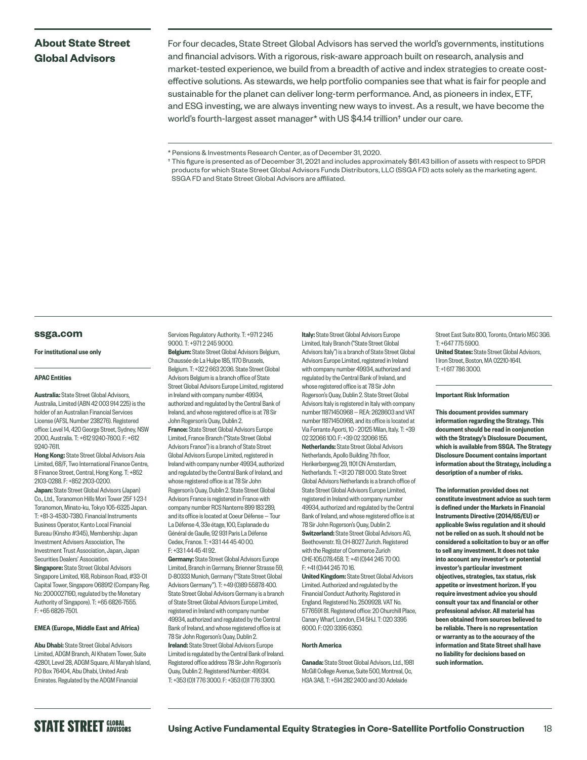## About State Street Global Advisors

For four decades, State Street Global Advisors has served the world's governments, institutions and financial advisors. With a rigorous, risk-aware approach built on research, analysis and market-tested experience, we build from a breadth of active and index strategies to create cost-effective solutions. As stewards, we help portfolio companies see that what is fair for people and sustainable for the planet can deliver long-term performance. And, as pioneers in index, ETF, and ESG investing, we are always inventing new ways to invest. As a result, we have become the world's fourth-largest asset manager* with US $4.14 trillion† under our care.

\* Pensions & Investments Research Center, as of December 31, 2020.

† This figure is presented as of December 31, 2021 and includes approximately $61.43 billion of assets with respect to SPDR products for which State Street Global Advisors Funds Distributors, LLC (SSGA FD) acts solely as the marketing agent. SSGA FD and State Street Global Advisors are affiliated.

**ssga.com**

**For institutional use only**

**APAC Entities**

**Australia:** State Street Global Advisors, Australia, Limited (ABN 42 003 914 225) is the holder of an Australian Financial Services License (AFSL Number 238276). Registered office: Level 14, 420 George Street, Sydney, NSW 2000, Australia. T: +612 9240-7600. F: +612 9240-7611.

**Hong Kong:** State Street Global Advisors Asia Limited, 68/F, Two International Finance Centre, 8 Finance Street, Central, Hong Kong. T: +852 2103-0288. F: +852 2103-0200.

**Japan:** State Street Global Advisors (Japan) Co., Ltd., Toranomon Hills Mori Tower 25F 1-23-1 Toranomon, Minato-ku, Tokyo 105-6325 Japan. T: +81-3-4530-7380. Financial Instruments Business Operator, Kanto Local Financial Bureau (Kinsho #345), Membership: Japan Investment Advisers Association, The Investment Trust Association, Japan, Japan Securities Dealers' Association.

**Singapore:** State Street Global Advisors Singapore Limited, 168, Robinson Road, #33-01 Capital Tower, Singapore 068912 (Company Reg. No: 200002719D, regulated by the Monetary Authority of Singapore). T: +65 6826-7555. F: +65 6826-7501.

**EMEA (Europe, Middle East and Africa)**

**Abu Dhabi:** State Street Global Advisors Limited, ADGM Branch, Al Khatem Tower, Suite 42801, Level 28, ADGM Square, Al Maryah Island, P.O Box 76404, Abu Dhabi, United Arab Emirates. Regulated by the ADGM Financial Services Regulatory Authority. T: +971 2 245 9000. T: +971 2 245 9000.

**Belgium:** State Street Global Advisors Belgium, Chaussée de La Hulpe 185, 1170 Brussels, Belgium. T: +32 2 663 2036. State Street Global Advisors Belgium is a branch office of State Street Global Advisors Europe Limited, registered in Ireland with company number 49934, authorized and regulated by the Central Bank of Ireland, and whose registered office is at 78 Sir John Rogerson's Quay, Dublin 2.

**France:** State Street Global Advisors Europe Limited, France Branch ("State Street Global Advisors France") is a branch of State Street Global Advisors Europe Limited, registered in Ireland with company number 49934, authorized and regulated by the Central Bank of Ireland, and whose registered office is at 78 Sir John Rogerson's Quay, Dublin 2. State Street Global Advisors France is registered in France with company number RCS Nanterre 899 183 289, and its office is located at Coeur Défense — Tour La Défense 4, 33e étage, 100, Esplanade du Général de Gaulle, 92 931 Paris La Défense Cedex, France. T: +33 1 44 45 40 00. F: +33 1 44 45 41 92.

**Germany:** State Street Global Advisors Europe Limited, Branch in Germany, Brienner Strasse 59, D-80333 Munich, Germany ("State Street Global Advisors Germany"). T: +49 (0)89 55878 400. State Street Global Advisors Germany is a branch of State Street Global Advisors Europe Limited, registered in Ireland with company number 49934, authorized and regulated by the Central Bank of Ireland, and whose registered office is at 78 Sir John Rogerson's Quay, Dublin 2.

**Ireland:** State Street Global Advisors Europe Limited is regulated by the Central Bank of Ireland. Registered office address 78 Sir John Rogerson's Quay, Dublin 2. Registered Number: 49934. T: +353 (0)1 776 3000. F: +353 (0)1 776 3300.

**Italy:** State Street Global Advisors Europe Limited, Italy Branch ("State Street Global Advisors Italy") is a branch of State Street Global Advisors Europe Limited, registered in Ireland with company number 49934, authorized and regulated by the Central Bank of Ireland, and whose registered office is at 78 Sir John Rogerson's Quay, Dublin 2. State Street Global Advisors Italy is registered in Italy with company number 11871450968 — REA: 2628603 and VAT number 11871450968, and its office is located at Via Ferrante Aporti, 10 - 20125 Milan, Italy. T: +39 02 32066 100. F: +39 02 32066 155.

**Netherlands:** State Street Global Advisors Netherlands, Apollo Building 7th floor, Herikerbergweg 29, 1101 CN Amsterdam, Netherlands. T: +31 20 7181 000. State Street Global Advisors Netherlands is a branch office of State Street Global Advisors Europe Limited, registered in Ireland with company number 49934, authorized and regulated by the Central Bank of Ireland, and whose registered office is at 78 Sir John Rogerson's Quay, Dublin 2.

**Switzerland:** State Street Global Advisors AG, Beethovenstr. 19, CH-8027 Zurich. Registered with the Register of Commerce Zurich CHE-105.078.458. T: +41 (0)44 245 70 00. F: +41 (0)44 245 70 16.

**United Kingdom:** State Street Global Advisors Limited. Authorized and regulated by the Financial Conduct Authority. Registered in England. Registered No. 2509928. VAT No. 5776591 81. Registered office: 20 Churchill Place, Canary Wharf, London, E14 5HJ. T: 020 3395 6000. F: 020 3395 6350.

**North America**

**Canada:** State Street Global Advisors, Ltd., 1981 McGill College Avenue, Suite 500, Montreal, Qc, H3A 3A8, T: +514 282 2400 and 30 Adelaide Street East Suite 800, Toronto, Ontario M5C 3G6. T: +647 775 5900.

**United States:** State Street Global Advisors, 1 Iron Street, Boston, MA 02210-1641. T: +1 617 786 3000.

**Important Risk Information**

**This document provides summary information regarding the Strategy. This document should be read in conjunction with the Strategy's Disclosure Document, which is available from SSGA. The Strategy Disclosure Document contains important information about the Strategy, including a description of a number of risks.**

**The information provided does not constitute investment advice as such term is defined under the Markets in Financial Instruments Directive (2014/65/EU) or applicable Swiss regulation and it should not be relied on as such. It should not be considered a solicitation to buy or an offer to sell any investment. It does not take into account any investor's or potential investor's particular investment objectives, strategies, tax status, risk appetite or investment horizon. If you require investment advice you should consult your tax and financial or other professional advisor. All material has been obtained from sources believed to be reliable. There is no representation or warranty as to the accuracy of the information and State Street shall have no liability for decisions based on such information.**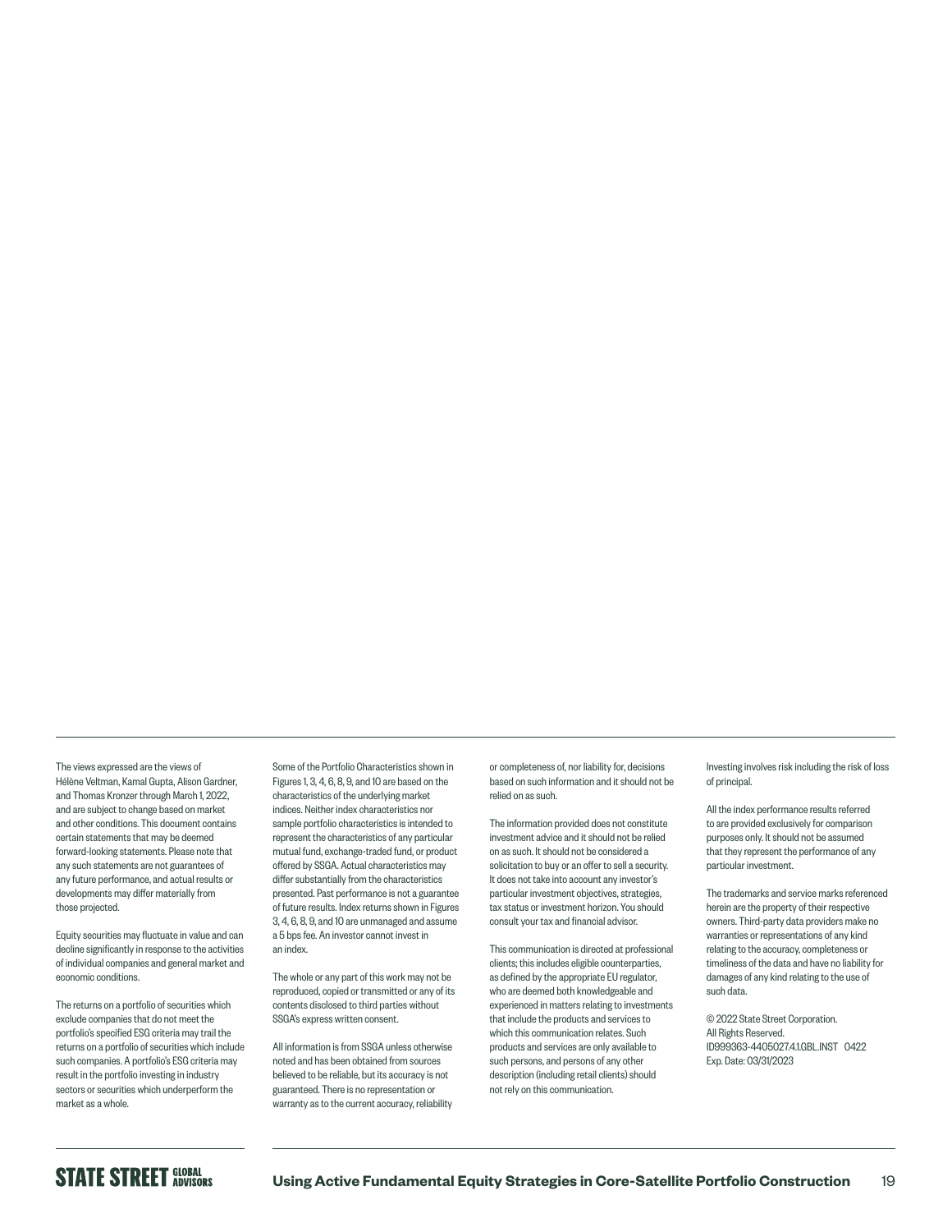The views expressed are the views of Hélène Veltman, Kamal Gupta, Alison Gardner, and Thomas Kronzer through March 1, 2022, and are subject to change based on market and other conditions. This document contains certain statements that may be deemed forward-looking statements. Please note that any such statements are not guarantees of any future performance, and actual results or developments may differ materially from those projected.

Equity securities may fluctuate in value and can decline significantly in response to the activities of individual companies and general market and economic conditions.

The returns on a portfolio of securities which exclude companies that do not meet the portfolio's specified ESG criteria may trail the returns on a portfolio of securities which include such companies. A portfolio's ESG criteria may result in the portfolio investing in industry sectors or securities which underperform the market as a whole.

Some of the Portfolio Characteristics shown in Figures 1, 3, 4, 6, 8, 9, and 10 are based on the characteristics of the underlying market indices. Neither index characteristics nor sample portfolio characteristics is intended to represent the characteristics of any particular mutual fund, exchange-traded fund, or product offered by SSGA. Actual characteristics may differ substantially from the characteristics presented. Past performance is not a guarantee of future results. Index returns shown in Figures 3, 4, 6, 8, 9, and 10 are unmanaged and assume a 5 bps fee. An investor cannot invest in an index.

The whole or any part of this work may not be reproduced, copied or transmitted or any of its contents disclosed to third parties without SSGA's express written consent.

All information is from SSGA unless otherwise noted and has been obtained from sources believed to be reliable, but its accuracy is not guaranteed. There is no representation or warranty as to the current accuracy, reliability or completeness of, nor liability for, decisions based on such information and it should not be relied on as such.

The information provided does not constitute investment advice and it should not be relied on as such. It should not be considered a solicitation to buy or an offer to sell a security. It does not take into account any investor's particular investment objectives, strategies, tax status or investment horizon. You should consult your tax and financial advisor.

This communication is directed at professional clients; this includes eligible counterparties, as defined by the appropriate EU regulator, who are deemed both knowledgeable and experienced in matters relating to investments that include the products and services to which this communication relates. Such products and services are only available to such persons, and persons of any other description (including retail clients) should not rely on this communication.

Investing involves risk including the risk of loss of principal.

All the index performance results referred to are provided exclusively for comparison purposes only. It should not be assumed that they represent the performance of any particular investment.

The trademarks and service marks referenced herein are the property of their respective owners. Third-party data providers make no warranties or representations of any kind relating to the accuracy, completeness or timeliness of the data and have no liability for damages of any kind relating to the use of such data.

© 2022 State Street Corporation.
All Rights Reserved.
ID999363-4405027.4.1.GBL.INST 0422
Exp. Date: 03/31/2023